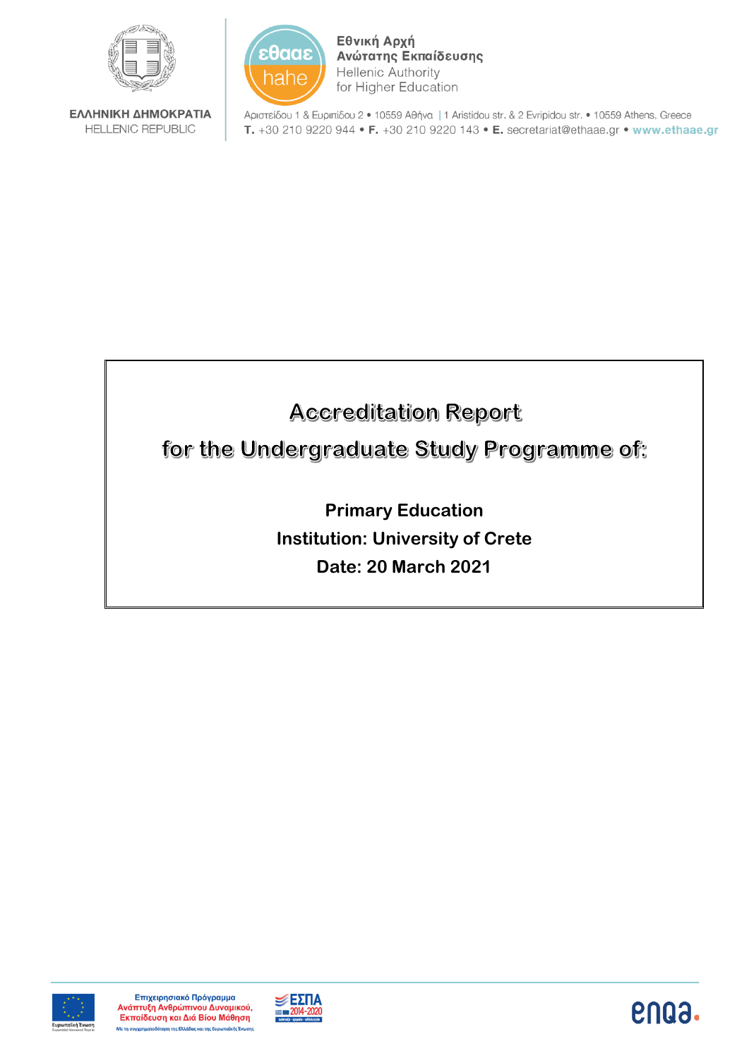ΕΛΛΗΝΙΚΗ ΔΗΜΟΚΡΑΤΙΑ
HELLENIC REPUBLIC

Εθνική Αρχή Ανώτατης Εκπαίδευσης
Hellenic Authority for Higher Education

Αριστείδου 1 & Ευριπίδου 2 • 10559 Αθήνα | 1 Aristidou str. & 2 Evripidou str. • 10559 Athens, Greece
**T.** +30 210 9220 944 • **F.** +30 210 9220 143 • **E.** secretariat@ethaae.gr • **www.ethaae.gr**

# Accreditation Report
# for the Undergraduate Study Programme of:

**Primary Education**

**Institution: University of Crete**

**Date: 20 March 2021**

Επιχειρησιακό Πρόγραμμα
Ανάπτυξη Ανθρώπινου Δυναμικού, Εκπαίδευση και Διά Βίου Μάθηση
Με τη συγχρηματοδότηση της Ελλάδας και της Ευρωπαϊκής Ένωσης

ΕΣΠΑ 2014-2020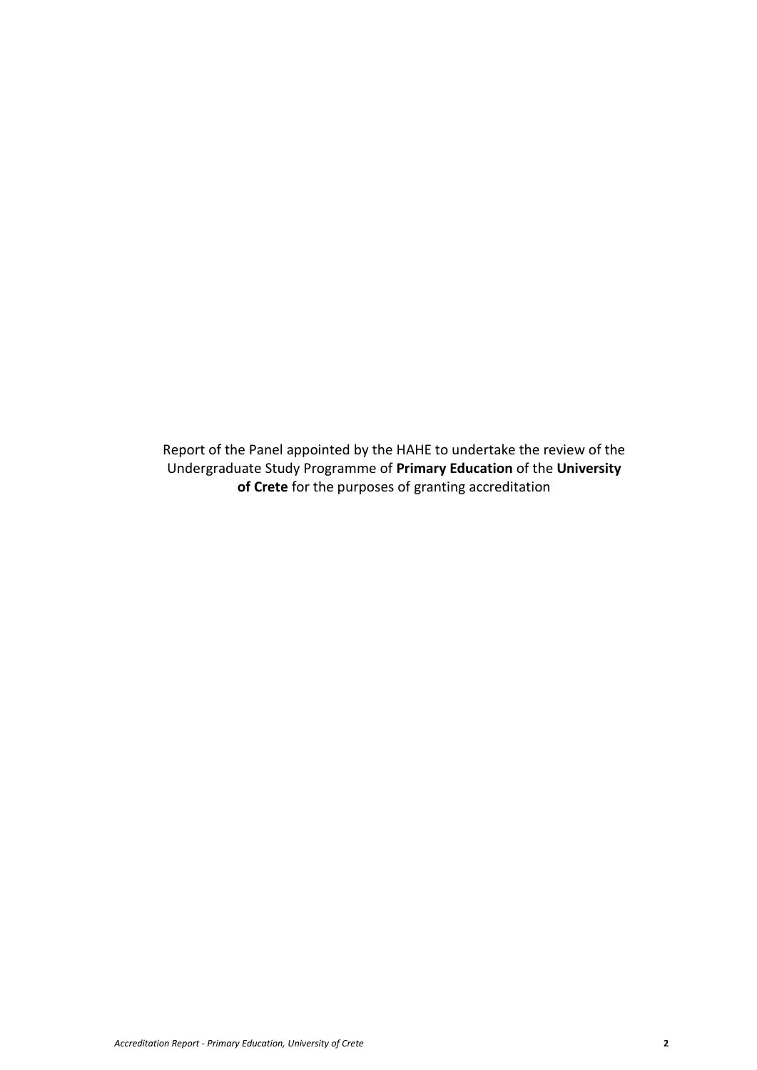Report of the Panel appointed by the HAHE to undertake the review of the Undergraduate Study Programme of **Primary Education** of the **University of Crete** for the purposes of granting accreditation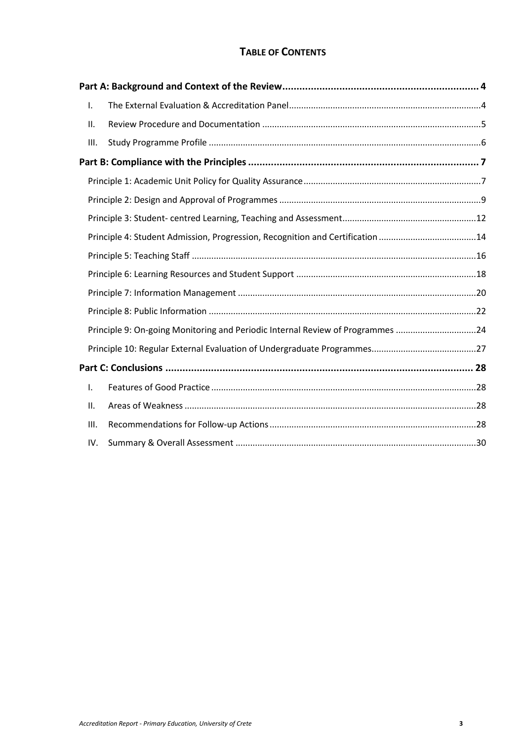# TABLE OF CONTENTS

**Part A: Background and Context of the Review** ..................... 4

- I. The External Evaluation & Accreditation Panel ..................... 4
- II. Review Procedure and Documentation ..................... 5
- III. Study Programme Profile ..................... 6

**Part B: Compliance with the Principles** ..................... 7

- Principle 1: Academic Unit Policy for Quality Assurance ..................... 7
- Principle 2: Design and Approval of Programmes ..................... 9
- Principle 3: Student- centred Learning, Teaching and Assessment ..................... 12
- Principle 4: Student Admission, Progression, Recognition and Certification ..................... 14
- Principle 5: Teaching Staff ..................... 16
- Principle 6: Learning Resources and Student Support ..................... 18
- Principle 7: Information Management ..................... 20
- Principle 8: Public Information ..................... 22
- Principle 9: On-going Monitoring and Periodic Internal Review of Programmes ..................... 24
- Principle 10: Regular External Evaluation of Undergraduate Programmes ..................... 27

**Part C: Conclusions** ..................... 28

- I. Features of Good Practice ..................... 28
- II. Areas of Weakness ..................... 28
- III. Recommendations for Follow-up Actions ..................... 28
- IV. Summary & Overall Assessment ..................... 30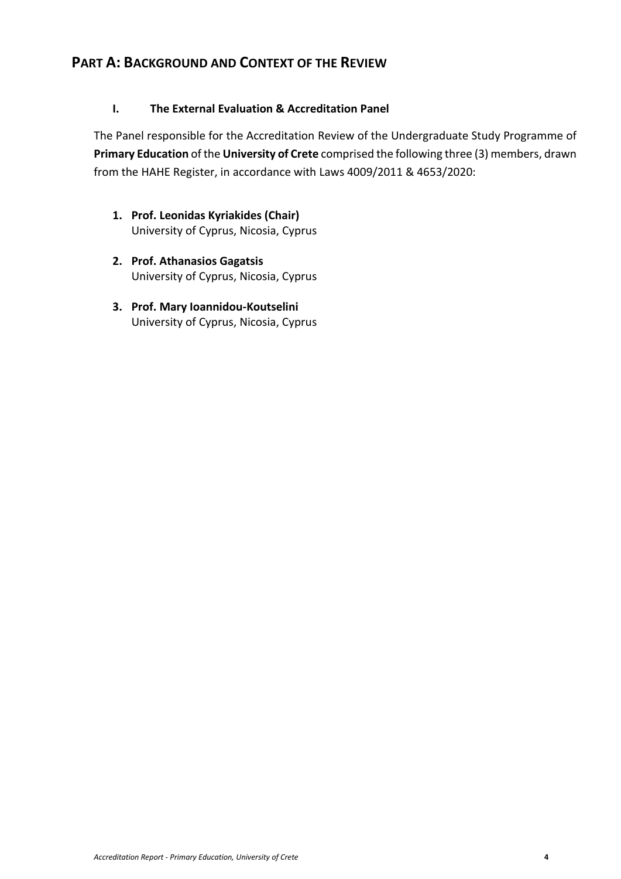# PART A: BACKGROUND AND CONTEXT OF THE REVIEW

## I. The External Evaluation & Accreditation Panel

The Panel responsible for the Accreditation Review of the Undergraduate Study Programme of **Primary Education** of the **University of Crete** comprised the following three (3) members, drawn from the HAHE Register, in accordance with Laws 4009/2011 & 4653/2020:

1. **Prof. Leonidas Kyriakides (Chair)**
   University of Cyprus, Nicosia, Cyprus
2. **Prof. Athanasios Gagatsis**
   University of Cyprus, Nicosia, Cyprus
3. **Prof. Mary Ioannidou-Koutselini**
   University of Cyprus, Nicosia, Cyprus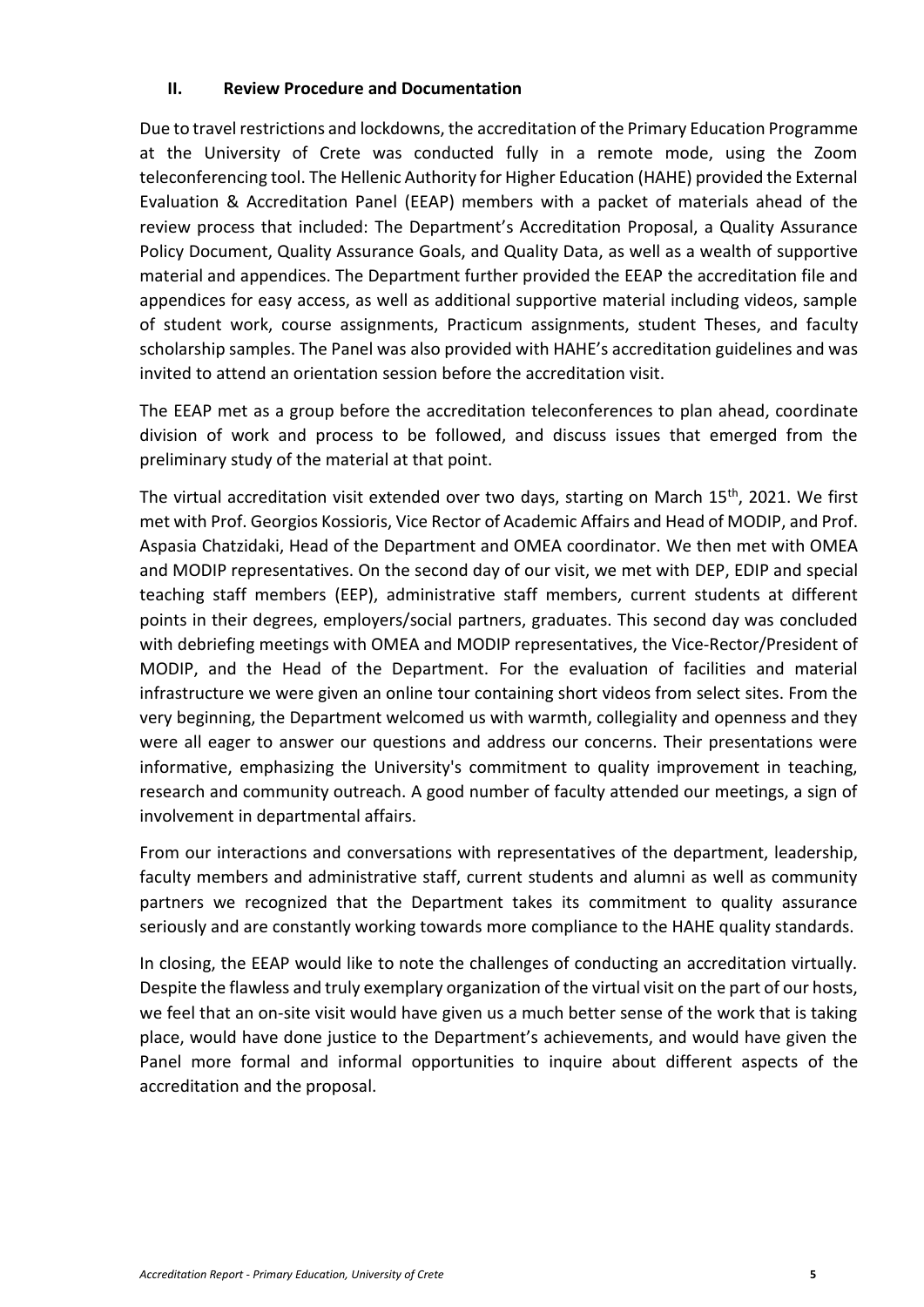## II. Review Procedure and Documentation

Due to travel restrictions and lockdowns, the accreditation of the Primary Education Programme at the University of Crete was conducted fully in a remote mode, using the Zoom teleconferencing tool. The Hellenic Authority for Higher Education (HAHE) provided the External Evaluation & Accreditation Panel (EEAP) members with a packet of materials ahead of the review process that included: The Department's Accreditation Proposal, a Quality Assurance Policy Document, Quality Assurance Goals, and Quality Data, as well as a wealth of supportive material and appendices. The Department further provided the EEAP the accreditation file and appendices for easy access, as well as additional supportive material including videos, sample of student work, course assignments, Practicum assignments, student Theses, and faculty scholarship samples. The Panel was also provided with HAHE's accreditation guidelines and was invited to attend an orientation session before the accreditation visit.

The EEAP met as a group before the accreditation teleconferences to plan ahead, coordinate division of work and process to be followed, and discuss issues that emerged from the preliminary study of the material at that point.

The virtual accreditation visit extended over two days, starting on March 15th, 2021. We first met with Prof. Georgios Kossioris, Vice Rector of Academic Affairs and Head of MODIP, and Prof. Aspasia Chatzidaki, Head of the Department and OMEA coordinator. We then met with OMEA and MODIP representatives. On the second day of our visit, we met with DEP, EDIP and special teaching staff members (EEP), administrative staff members, current students at different points in their degrees, employers/social partners, graduates. This second day was concluded with debriefing meetings with OMEA and MODIP representatives, the Vice-Rector/President of MODIP, and the Head of the Department. For the evaluation of facilities and material infrastructure we were given an online tour containing short videos from select sites. From the very beginning, the Department welcomed us with warmth, collegiality and openness and they were all eager to answer our questions and address our concerns. Their presentations were informative, emphasizing the University's commitment to quality improvement in teaching, research and community outreach. A good number of faculty attended our meetings, a sign of involvement in departmental affairs.

From our interactions and conversations with representatives of the department, leadership, faculty members and administrative staff, current students and alumni as well as community partners we recognized that the Department takes its commitment to quality assurance seriously and are constantly working towards more compliance to the HAHE quality standards.

In closing, the EEAP would like to note the challenges of conducting an accreditation virtually. Despite the flawless and truly exemplary organization of the virtual visit on the part of our hosts, we feel that an on-site visit would have given us a much better sense of the work that is taking place, would have done justice to the Department's achievements, and would have given the Panel more formal and informal opportunities to inquire about different aspects of the accreditation and the proposal.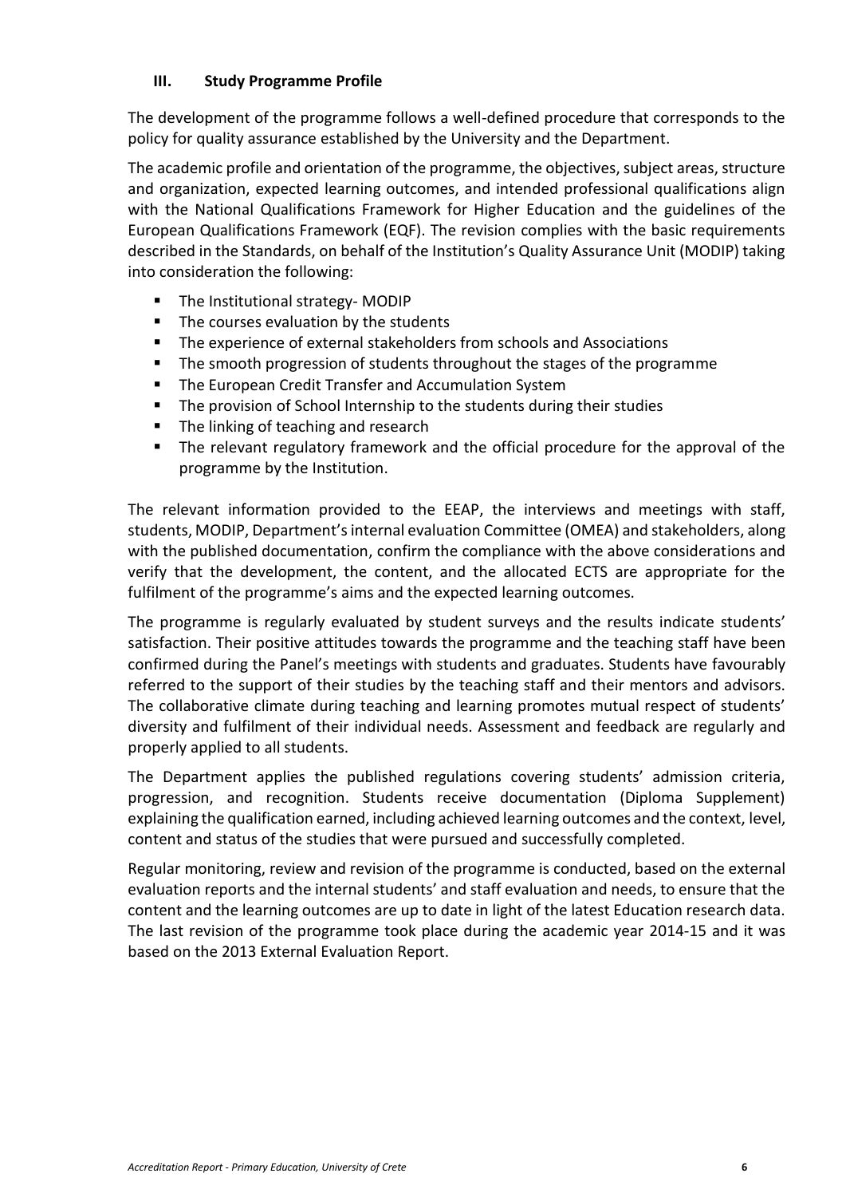### III. Study Programme Profile

The development of the programme follows a well-defined procedure that corresponds to the policy for quality assurance established by the University and the Department.

The academic profile and orientation of the programme, the objectives, subject areas, structure and organization, expected learning outcomes, and intended professional qualifications align with the National Qualifications Framework for Higher Education and the guidelines of the European Qualifications Framework (EQF). The revision complies with the basic requirements described in the Standards, on behalf of the Institution's Quality Assurance Unit (MODIP) taking into consideration the following:

- The Institutional strategy- MODIP
- The courses evaluation by the students
- The experience of external stakeholders from schools and Associations
- The smooth progression of students throughout the stages of the programme
- The European Credit Transfer and Accumulation System
- The provision of School Internship to the students during their studies
- The linking of teaching and research
- The relevant regulatory framework and the official procedure for the approval of the programme by the Institution.

The relevant information provided to the EEAP, the interviews and meetings with staff, students, MODIP, Department's internal evaluation Committee (OMEA) and stakeholders, along with the published documentation, confirm the compliance with the above considerations and verify that the development, the content, and the allocated ECTS are appropriate for the fulfilment of the programme's aims and the expected learning outcomes.

The programme is regularly evaluated by student surveys and the results indicate students' satisfaction. Their positive attitudes towards the programme and the teaching staff have been confirmed during the Panel's meetings with students and graduates. Students have favourably referred to the support of their studies by the teaching staff and their mentors and advisors. The collaborative climate during teaching and learning promotes mutual respect of students' diversity and fulfilment of their individual needs. Assessment and feedback are regularly and properly applied to all students.

The Department applies the published regulations covering students' admission criteria, progression, and recognition. Students receive documentation (Diploma Supplement) explaining the qualification earned, including achieved learning outcomes and the context, level, content and status of the studies that were pursued and successfully completed.

Regular monitoring, review and revision of the programme is conducted, based on the external evaluation reports and the internal students' and staff evaluation and needs, to ensure that the content and the learning outcomes are up to date in light of the latest Education research data. The last revision of the programme took place during the academic year 2014-15 and it was based on the 2013 External Evaluation Report.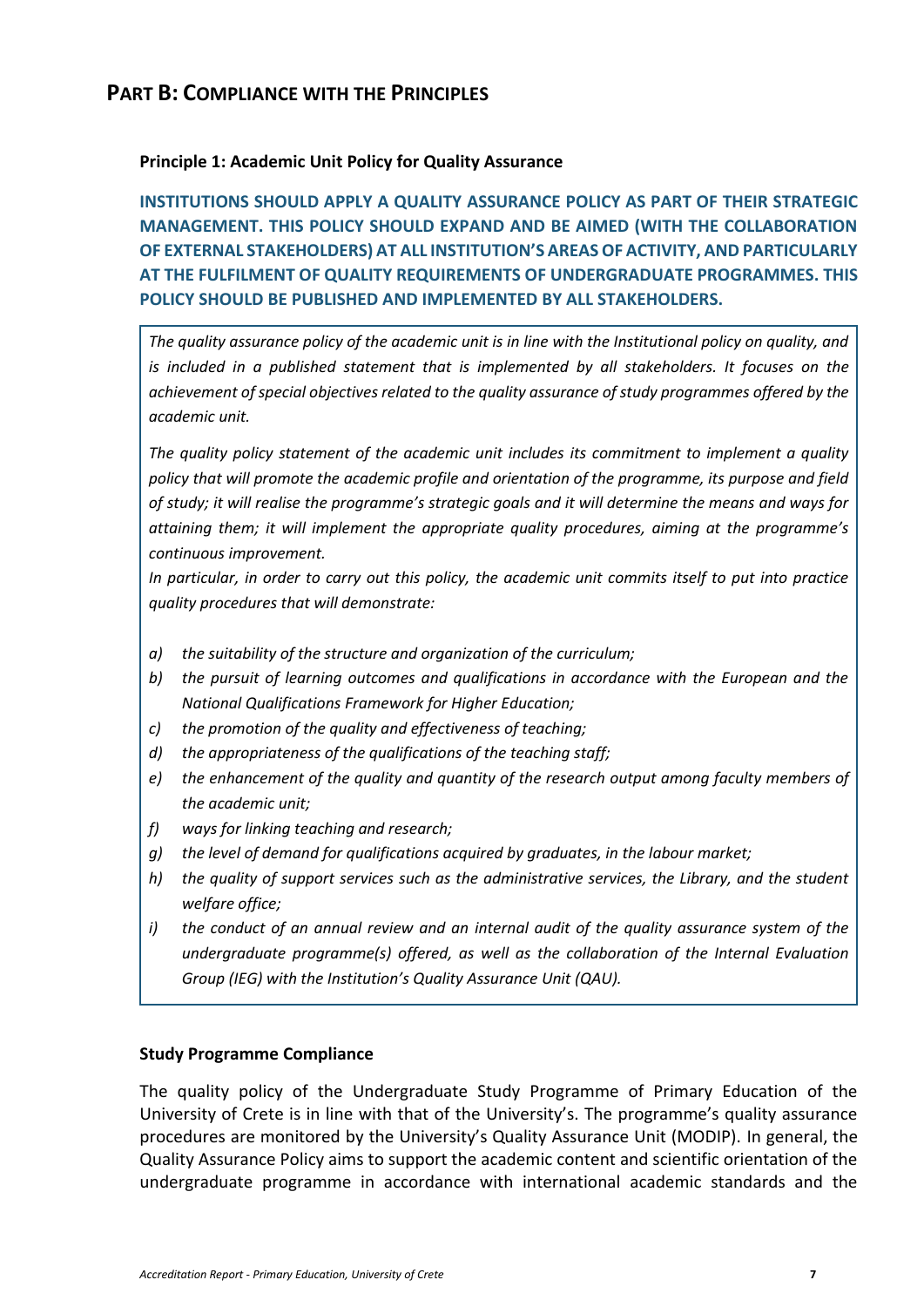# PART B: COMPLIANCE WITH THE PRINCIPLES

### Principle 1: Academic Unit Policy for Quality Assurance

**INSTITUTIONS SHOULD APPLY A QUALITY ASSURANCE POLICY AS PART OF THEIR STRATEGIC MANAGEMENT. THIS POLICY SHOULD EXPAND AND BE AIMED (WITH THE COLLABORATION OF EXTERNAL STAKEHOLDERS) AT ALL INSTITUTION'S AREAS OF ACTIVITY, AND PARTICULARLY AT THE FULFILMENT OF QUALITY REQUIREMENTS OF UNDERGRADUATE PROGRAMMES. THIS POLICY SHOULD BE PUBLISHED AND IMPLEMENTED BY ALL STAKEHOLDERS.**

*The quality assurance policy of the academic unit is in line with the Institutional policy on quality, and is included in a published statement that is implemented by all stakeholders. It focuses on the achievement of special objectives related to the quality assurance of study programmes offered by the academic unit.*

*The quality policy statement of the academic unit includes its commitment to implement a quality policy that will promote the academic profile and orientation of the programme, its purpose and field of study; it will realise the programme's strategic goals and it will determine the means and ways for attaining them; it will implement the appropriate quality procedures, aiming at the programme's continuous improvement.*

*In particular, in order to carry out this policy, the academic unit commits itself to put into practice quality procedures that will demonstrate:*

- a) *the suitability of the structure and organization of the curriculum;*
- b) *the pursuit of learning outcomes and qualifications in accordance with the European and the National Qualifications Framework for Higher Education;*
- c) *the promotion of the quality and effectiveness of teaching;*
- d) *the appropriateness of the qualifications of the teaching staff;*
- e) *the enhancement of the quality and quantity of the research output among faculty members of the academic unit;*
- f) *ways for linking teaching and research;*
- g) *the level of demand for qualifications acquired by graduates, in the labour market;*
- h) *the quality of support services such as the administrative services, the Library, and the student welfare office;*
- i) *the conduct of an annual review and an internal audit of the quality assurance system of the undergraduate programme(s) offered, as well as the collaboration of the Internal Evaluation Group (IEG) with the Institution's Quality Assurance Unit (QAU).*

### Study Programme Compliance

The quality policy of the Undergraduate Study Programme of Primary Education of the University of Crete is in line with that of the University's. The programme's quality assurance procedures are monitored by the University's Quality Assurance Unit (MODIP). In general, the Quality Assurance Policy aims to support the academic content and scientific orientation of the undergraduate programme in accordance with international academic standards and the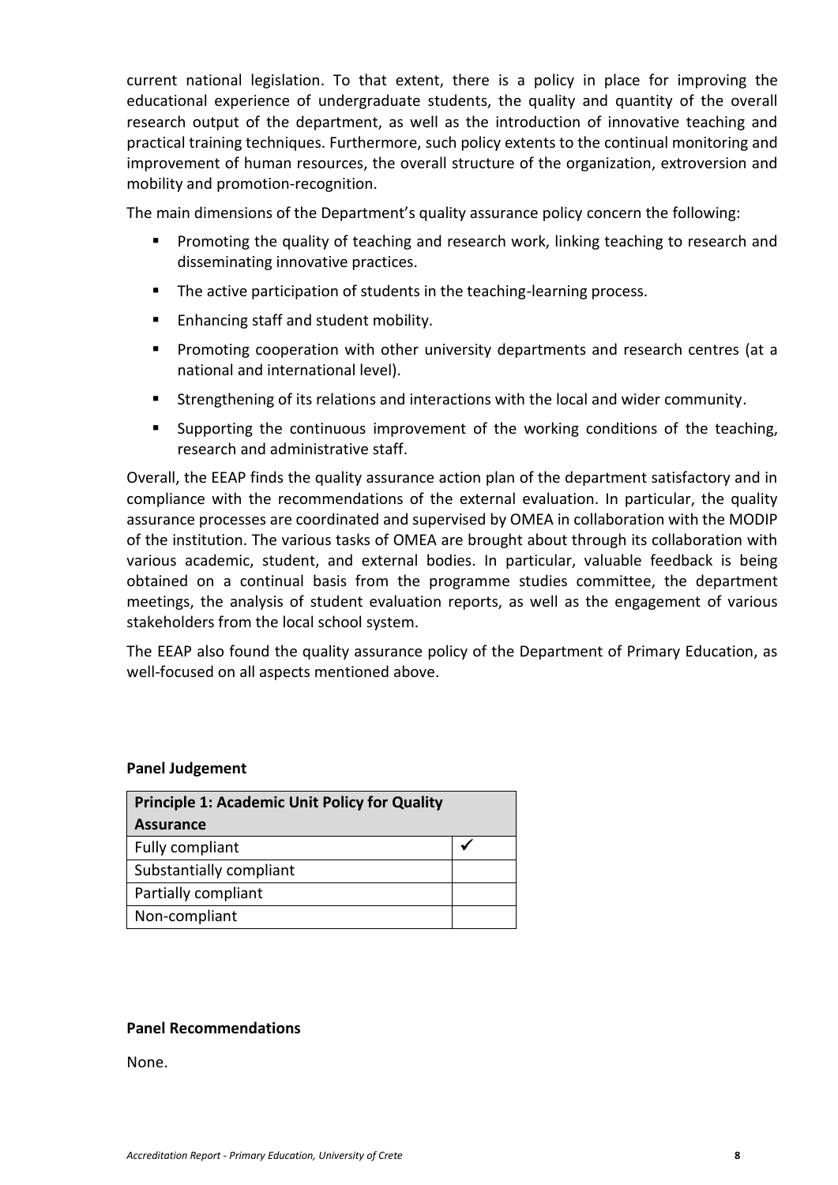current national legislation. To that extent, there is a policy in place for improving the educational experience of undergraduate students, the quality and quantity of the overall research output of the department, as well as the introduction of innovative teaching and practical training techniques. Furthermore, such policy extents to the continual monitoring and improvement of human resources, the overall structure of the organization, extroversion and mobility and promotion-recognition.

The main dimensions of the Department's quality assurance policy concern the following:

- Promoting the quality of teaching and research work, linking teaching to research and disseminating innovative practices.
- The active participation of students in the teaching-learning process.
- Enhancing staff and student mobility.
- Promoting cooperation with other university departments and research centres (at a national and international level).
- Strengthening of its relations and interactions with the local and wider community.
- Supporting the continuous improvement of the working conditions of the teaching, research and administrative staff.

Overall, the EEAP finds the quality assurance action plan of the department satisfactory and in compliance with the recommendations of the external evaluation. In particular, the quality assurance processes are coordinated and supervised by OMEA in collaboration with the MODIP of the institution. The various tasks of OMEA are brought about through its collaboration with various academic, student, and external bodies. In particular, valuable feedback is being obtained on a continual basis from the programme studies committee, the department meetings, the analysis of student evaluation reports, as well as the engagement of various stakeholders from the local school system.

The EEAP also found the quality assurance policy of the Department of Primary Education, as well-focused on all aspects mentioned above.

**Panel Judgement**

| Principle 1: Academic Unit Policy for Quality Assurance | |
|---|---|
| Fully compliant | ✓ |
| Substantially compliant | |
| Partially compliant | |
| Non-compliant | |

**Panel Recommendations**

None.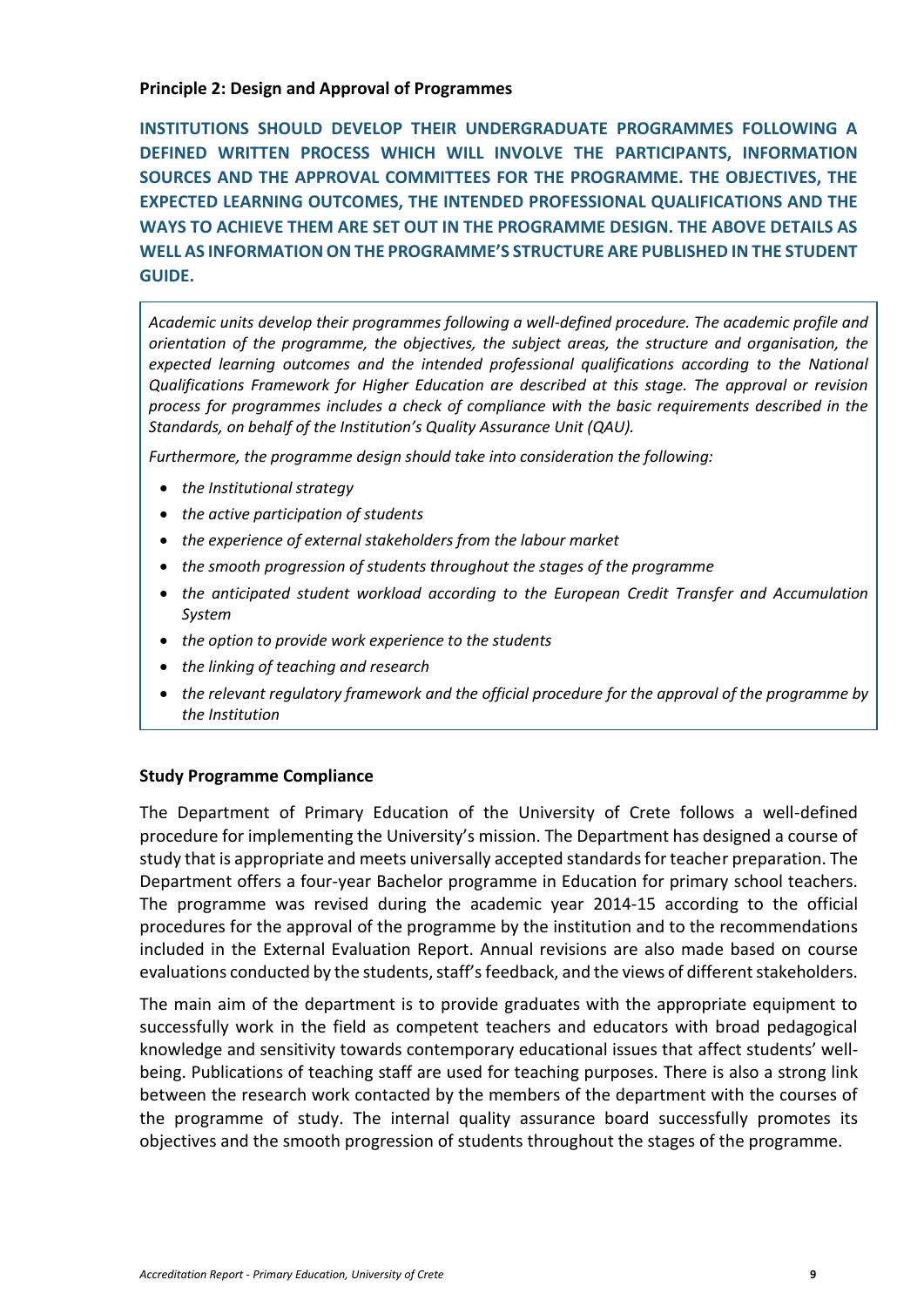**Principle 2: Design and Approval of Programmes**

**INSTITUTIONS SHOULD DEVELOP THEIR UNDERGRADUATE PROGRAMMES FOLLOWING A DEFINED WRITTEN PROCESS WHICH WILL INVOLVE THE PARTICIPANTS, INFORMATION SOURCES AND THE APPROVAL COMMITTEES FOR THE PROGRAMME. THE OBJECTIVES, THE EXPECTED LEARNING OUTCOMES, THE INTENDED PROFESSIONAL QUALIFICATIONS AND THE WAYS TO ACHIEVE THEM ARE SET OUT IN THE PROGRAMME DESIGN. THE ABOVE DETAILS AS WELL AS INFORMATION ON THE PROGRAMME'S STRUCTURE ARE PUBLISHED IN THE STUDENT GUIDE.**

*Academic units develop their programmes following a well-defined procedure. The academic profile and orientation of the programme, the objectives, the subject areas, the structure and organisation, the expected learning outcomes and the intended professional qualifications according to the National Qualifications Framework for Higher Education are described at this stage. The approval or revision process for programmes includes a check of compliance with the basic requirements described in the Standards, on behalf of the Institution's Quality Assurance Unit (QAU).*

*Furthermore, the programme design should take into consideration the following:*

- *the Institutional strategy*
- *the active participation of students*
- *the experience of external stakeholders from the labour market*
- *the smooth progression of students throughout the stages of the programme*
- *the anticipated student workload according to the European Credit Transfer and Accumulation System*
- *the option to provide work experience to the students*
- *the linking of teaching and research*
- *the relevant regulatory framework and the official procedure for the approval of the programme by the Institution*

**Study Programme Compliance**

The Department of Primary Education of the University of Crete follows a well-defined procedure for implementing the University's mission. The Department has designed a course of study that is appropriate and meets universally accepted standards for teacher preparation. The Department offers a four-year Bachelor programme in Education for primary school teachers. The programme was revised during the academic year 2014-15 according to the official procedures for the approval of the programme by the institution and to the recommendations included in the External Evaluation Report. Annual revisions are also made based on course evaluations conducted by the students, staff's feedback, and the views of different stakeholders.

The main aim of the department is to provide graduates with the appropriate equipment to successfully work in the field as competent teachers and educators with broad pedagogical knowledge and sensitivity towards contemporary educational issues that affect students' well-being. Publications of teaching staff are used for teaching purposes. There is also a strong link between the research work contacted by the members of the department with the courses of the programme of study. The internal quality assurance board successfully promotes its objectives and the smooth progression of students throughout the stages of the programme.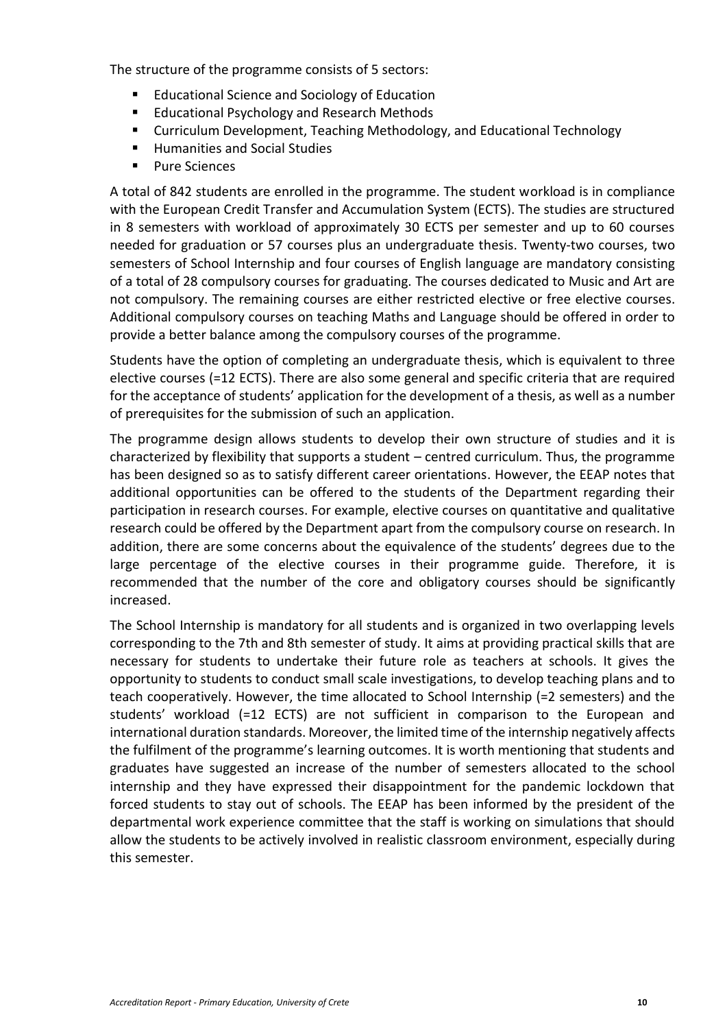The structure of the programme consists of 5 sectors:

- Educational Science and Sociology of Education
- Educational Psychology and Research Methods
- Curriculum Development, Teaching Methodology, and Educational Technology
- Humanities and Social Studies
- Pure Sciences

A total of 842 students are enrolled in the programme. The student workload is in compliance with the European Credit Transfer and Accumulation System (ECTS). The studies are structured in 8 semesters with workload of approximately 30 ECTS per semester and up to 60 courses needed for graduation or 57 courses plus an undergraduate thesis. Twenty-two courses, two semesters of School Internship and four courses of English language are mandatory consisting of a total of 28 compulsory courses for graduating. The courses dedicated to Music and Art are not compulsory. The remaining courses are either restricted elective or free elective courses. Additional compulsory courses on teaching Maths and Language should be offered in order to provide a better balance among the compulsory courses of the programme.

Students have the option of completing an undergraduate thesis, which is equivalent to three elective courses (=12 ECTS). There are also some general and specific criteria that are required for the acceptance of students' application for the development of a thesis, as well as a number of prerequisites for the submission of such an application.

The programme design allows students to develop their own structure of studies and it is characterized by flexibility that supports a student – centred curriculum. Thus, the programme has been designed so as to satisfy different career orientations. However, the EEAP notes that additional opportunities can be offered to the students of the Department regarding their participation in research courses. For example, elective courses on quantitative and qualitative research could be offered by the Department apart from the compulsory course on research. In addition, there are some concerns about the equivalence of the students' degrees due to the large percentage of the elective courses in their programme guide. Therefore, it is recommended that the number of the core and obligatory courses should be significantly increased.

The School Internship is mandatory for all students and is organized in two overlapping levels corresponding to the 7th and 8th semester of study. It aims at providing practical skills that are necessary for students to undertake their future role as teachers at schools. It gives the opportunity to students to conduct small scale investigations, to develop teaching plans and to teach cooperatively. However, the time allocated to School Internship (=2 semesters) and the students' workload (=12 ECTS) are not sufficient in comparison to the European and international duration standards. Moreover, the limited time of the internship negatively affects the fulfilment of the programme's learning outcomes. It is worth mentioning that students and graduates have suggested an increase of the number of semesters allocated to the school internship and they have expressed their disappointment for the pandemic lockdown that forced students to stay out of schools. The EEAP has been informed by the president of the departmental work experience committee that the staff is working on simulations that should allow the students to be actively involved in realistic classroom environment, especially during this semester.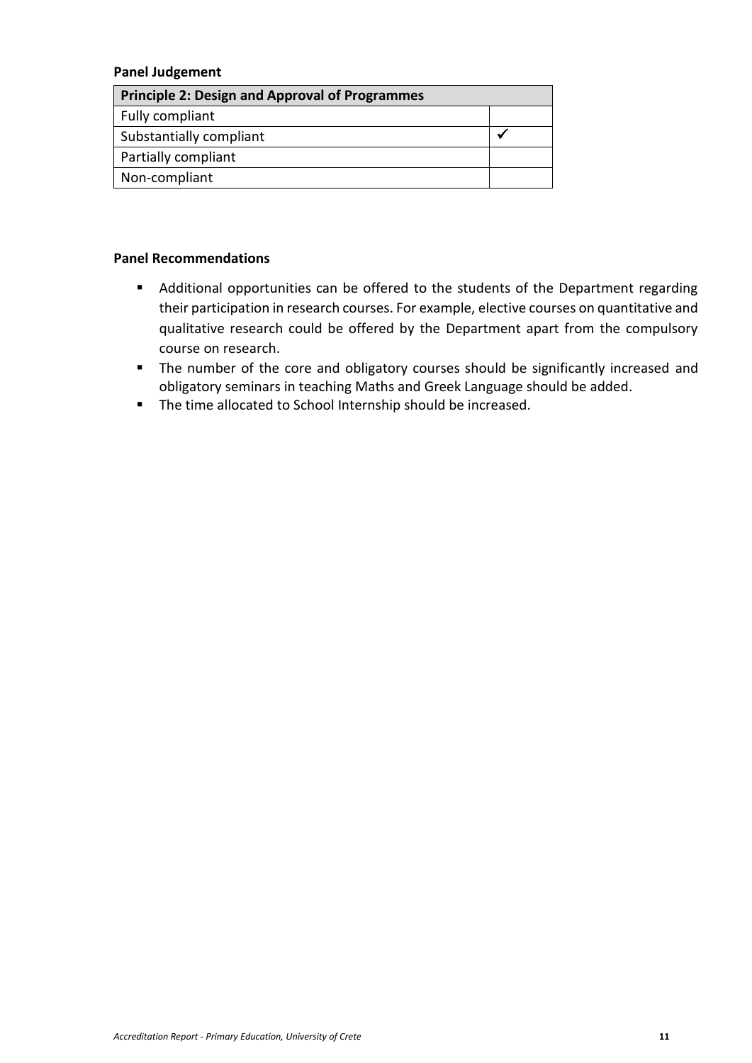**Panel Judgement**

| Principle 2: Design and Approval of Programmes | |
|---|---|
| Fully compliant | |
| Substantially compliant | ✓ |
| Partially compliant | |
| Non-compliant | |

**Panel Recommendations**

- Additional opportunities can be offered to the students of the Department regarding their participation in research courses. For example, elective courses on quantitative and qualitative research could be offered by the Department apart from the compulsory course on research.
- The number of the core and obligatory courses should be significantly increased and obligatory seminars in teaching Maths and Greek Language should be added.
- The time allocated to School Internship should be increased.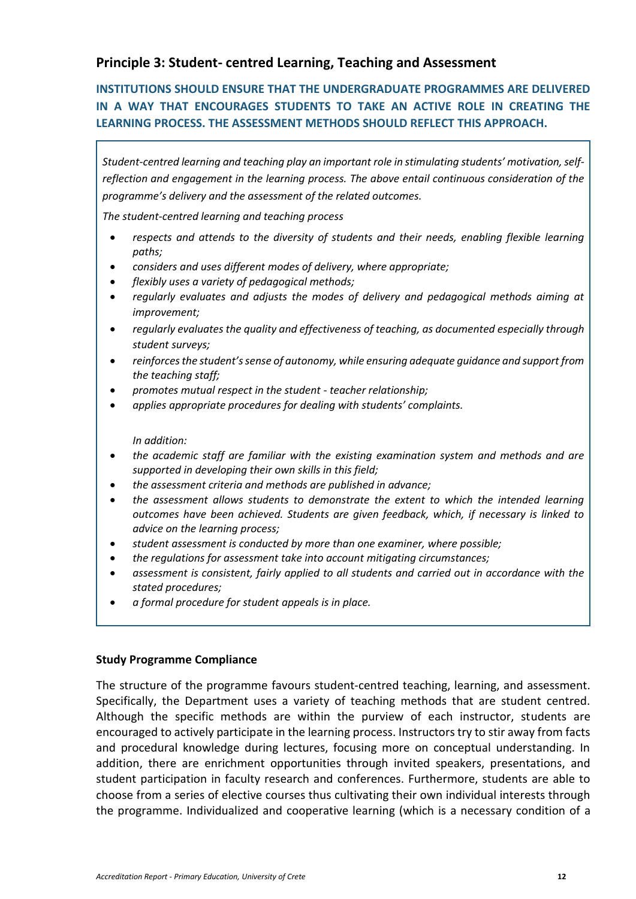## Principle 3: Student- centred Learning, Teaching and Assessment

**INSTITUTIONS SHOULD ENSURE THAT THE UNDERGRADUATE PROGRAMMES ARE DELIVERED IN A WAY THAT ENCOURAGES STUDENTS TO TAKE AN ACTIVE ROLE IN CREATING THE LEARNING PROCESS. THE ASSESSMENT METHODS SHOULD REFLECT THIS APPROACH.**

*Student-centred learning and teaching play an important role in stimulating students' motivation, self-reflection and engagement in the learning process. The above entail continuous consideration of the programme's delivery and the assessment of the related outcomes.*

*The student-centred learning and teaching process*

- *respects and attends to the diversity of students and their needs, enabling flexible learning paths;*
- *considers and uses different modes of delivery, where appropriate;*
- *flexibly uses a variety of pedagogical methods;*
- *regularly evaluates and adjusts the modes of delivery and pedagogical methods aiming at improvement;*
- *regularly evaluates the quality and effectiveness of teaching, as documented especially through student surveys;*
- *reinforces the student's sense of autonomy, while ensuring adequate guidance and support from the teaching staff;*
- *promotes mutual respect in the student - teacher relationship;*
- *applies appropriate procedures for dealing with students' complaints.*

*In addition:*

- *the academic staff are familiar with the existing examination system and methods and are supported in developing their own skills in this field;*
- *the assessment criteria and methods are published in advance;*
- *the assessment allows students to demonstrate the extent to which the intended learning outcomes have been achieved. Students are given feedback, which, if necessary is linked to advice on the learning process;*
- *student assessment is conducted by more than one examiner, where possible;*
- *the regulations for assessment take into account mitigating circumstances;*
- *assessment is consistent, fairly applied to all students and carried out in accordance with the stated procedures;*
- *a formal procedure for student appeals is in place.*

### Study Programme Compliance

The structure of the programme favours student-centred teaching, learning, and assessment. Specifically, the Department uses a variety of teaching methods that are student centred. Although the specific methods are within the purview of each instructor, students are encouraged to actively participate in the learning process. Instructors try to stir away from facts and procedural knowledge during lectures, focusing more on conceptual understanding. In addition, there are enrichment opportunities through invited speakers, presentations, and student participation in faculty research and conferences. Furthermore, students are able to choose from a series of elective courses thus cultivating their own individual interests through the programme. Individualized and cooperative learning (which is a necessary condition of a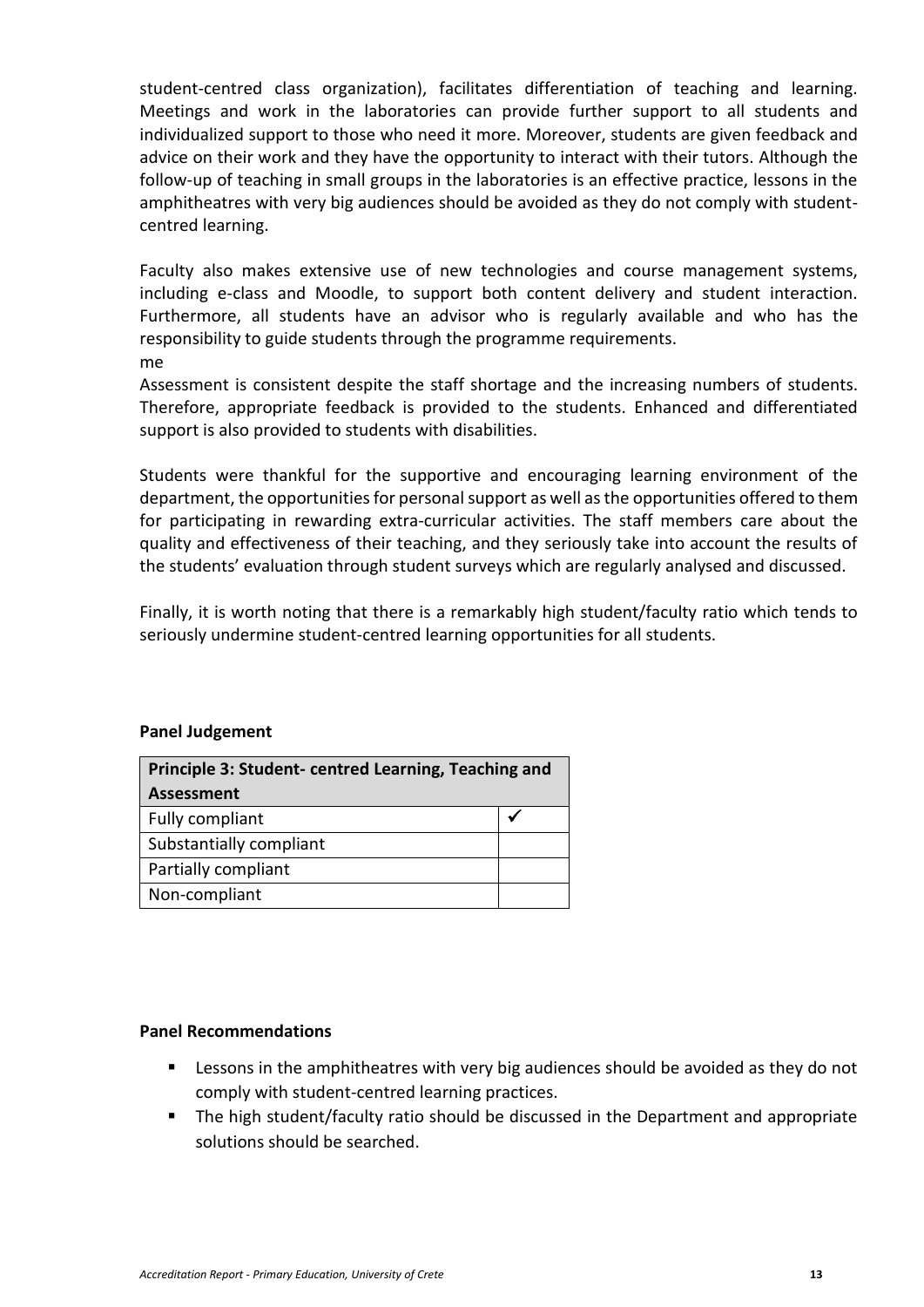student-centred class organization), facilitates differentiation of teaching and learning. Meetings and work in the laboratories can provide further support to all students and individualized support to those who need it more. Moreover, students are given feedback and advice on their work and they have the opportunity to interact with their tutors. Although the follow-up of teaching in small groups in the laboratories is an effective practice, lessons in the amphitheatres with very big audiences should be avoided as they do not comply with student-centred learning.

Faculty also makes extensive use of new technologies and course management systems, including e-class and Moodle, to support both content delivery and student interaction. Furthermore, all students have an advisor who is regularly available and who has the responsibility to guide students through the programme requirements.
me

Assessment is consistent despite the staff shortage and the increasing numbers of students. Therefore, appropriate feedback is provided to the students. Enhanced and differentiated support is also provided to students with disabilities.

Students were thankful for the supportive and encouraging learning environment of the department, the opportunities for personal support as well as the opportunities offered to them for participating in rewarding extra-curricular activities. The staff members care about the quality and effectiveness of their teaching, and they seriously take into account the results of the students' evaluation through student surveys which are regularly analysed and discussed.

Finally, it is worth noting that there is a remarkably high student/faculty ratio which tends to seriously undermine student-centred learning opportunities for all students.

**Panel Judgement**

| **Principle 3: Student- centred Learning, Teaching and Assessment** | |
|---|---|
| Fully compliant | ✓ |
| Substantially compliant | |
| Partially compliant | |
| Non-compliant | |

**Panel Recommendations**

- Lessons in the amphitheatres with very big audiences should be avoided as they do not comply with student-centred learning practices.
- The high student/faculty ratio should be discussed in the Department and appropriate solutions should be searched.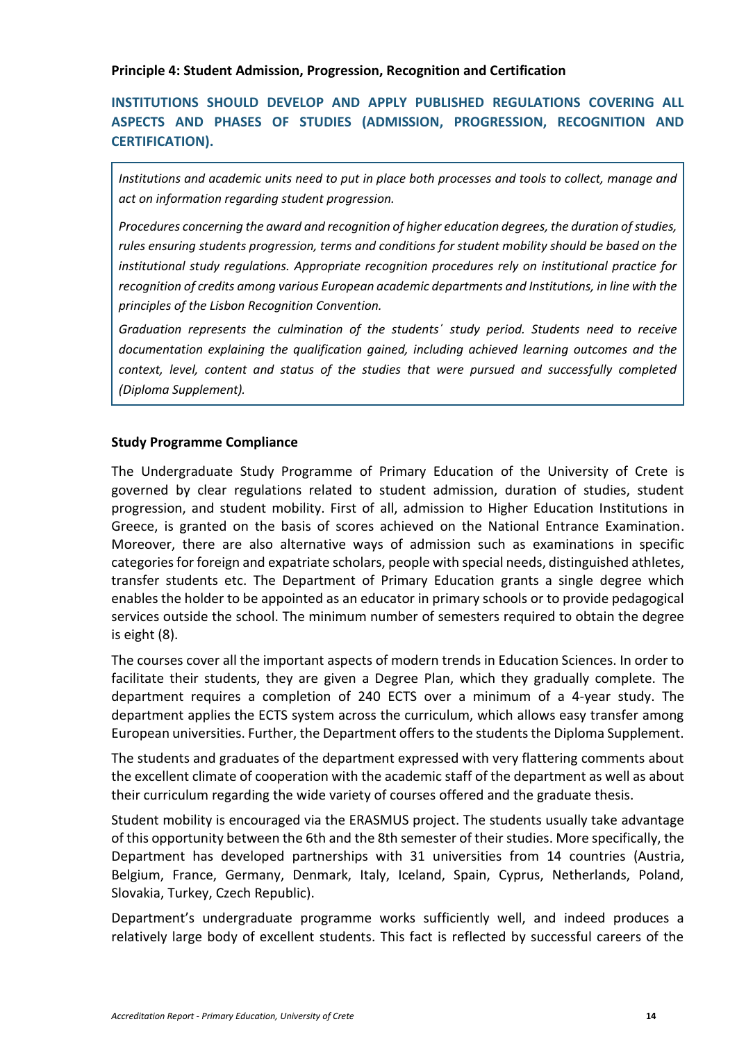**Principle 4: Student Admission, Progression, Recognition and Certification**

**INSTITUTIONS SHOULD DEVELOP AND APPLY PUBLISHED REGULATIONS COVERING ALL ASPECTS AND PHASES OF STUDIES (ADMISSION, PROGRESSION, RECOGNITION AND CERTIFICATION).**

*Institutions and academic units need to put in place both processes and tools to collect, manage and act on information regarding student progression.*

*Procedures concerning the award and recognition of higher education degrees, the duration of studies, rules ensuring students progression, terms and conditions for student mobility should be based on the institutional study regulations. Appropriate recognition procedures rely on institutional practice for recognition of credits among various European academic departments and Institutions, in line with the principles of the Lisbon Recognition Convention.*

*Graduation represents the culmination of the students΄ study period. Students need to receive documentation explaining the qualification gained, including achieved learning outcomes and the context, level, content and status of the studies that were pursued and successfully completed (Diploma Supplement).*

**Study Programme Compliance**

The Undergraduate Study Programme of Primary Education of the University of Crete is governed by clear regulations related to student admission, duration of studies, student progression, and student mobility. First of all, admission to Higher Education Institutions in Greece, is granted on the basis of scores achieved on the National Entrance Examination. Moreover, there are also alternative ways of admission such as examinations in specific categories for foreign and expatriate scholars, people with special needs, distinguished athletes, transfer students etc. The Department of Primary Education grants a single degree which enables the holder to be appointed as an educator in primary schools or to provide pedagogical services outside the school. The minimum number of semesters required to obtain the degree is eight (8).

The courses cover all the important aspects of modern trends in Education Sciences. In order to facilitate their students, they are given a Degree Plan, which they gradually complete. The department requires a completion of 240 ECTS over a minimum of a 4-year study. The department applies the ECTS system across the curriculum, which allows easy transfer among European universities. Further, the Department offers to the students the Diploma Supplement.

The students and graduates of the department expressed with very flattering comments about the excellent climate of cooperation with the academic staff of the department as well as about their curriculum regarding the wide variety of courses offered and the graduate thesis.

Student mobility is encouraged via the ERASMUS project. The students usually take advantage of this opportunity between the 6th and the 8th semester of their studies. More specifically, the Department has developed partnerships with 31 universities from 14 countries (Austria, Belgium, France, Germany, Denmark, Italy, Iceland, Spain, Cyprus, Netherlands, Poland, Slovakia, Turkey, Czech Republic).

Department's undergraduate programme works sufficiently well, and indeed produces a relatively large body of excellent students. This fact is reflected by successful careers of the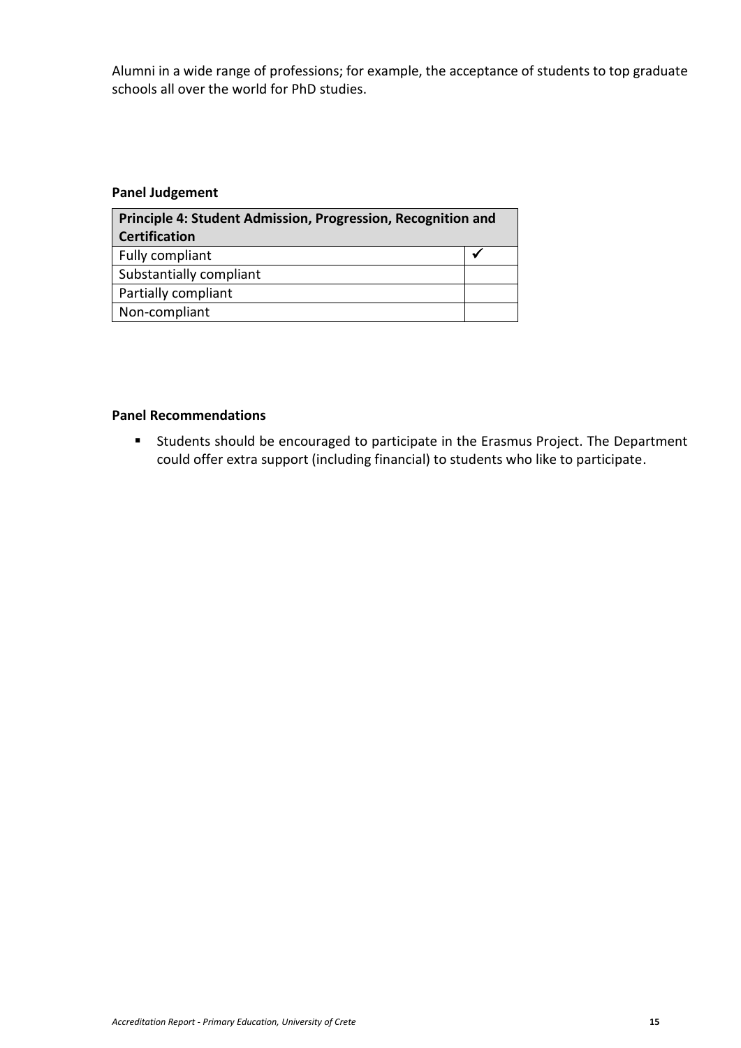Alumni in a wide range of professions; for example, the acceptance of students to top graduate schools all over the world for PhD studies.

**Panel Judgement**

| Principle 4: Student Admission, Progression, Recognition and Certification | |
|---|---|
| Fully compliant | ✓ |
| Substantially compliant | |
| Partially compliant | |
| Non-compliant | |

**Panel Recommendations**

- Students should be encouraged to participate in the Erasmus Project. The Department could offer extra support (including financial) to students who like to participate.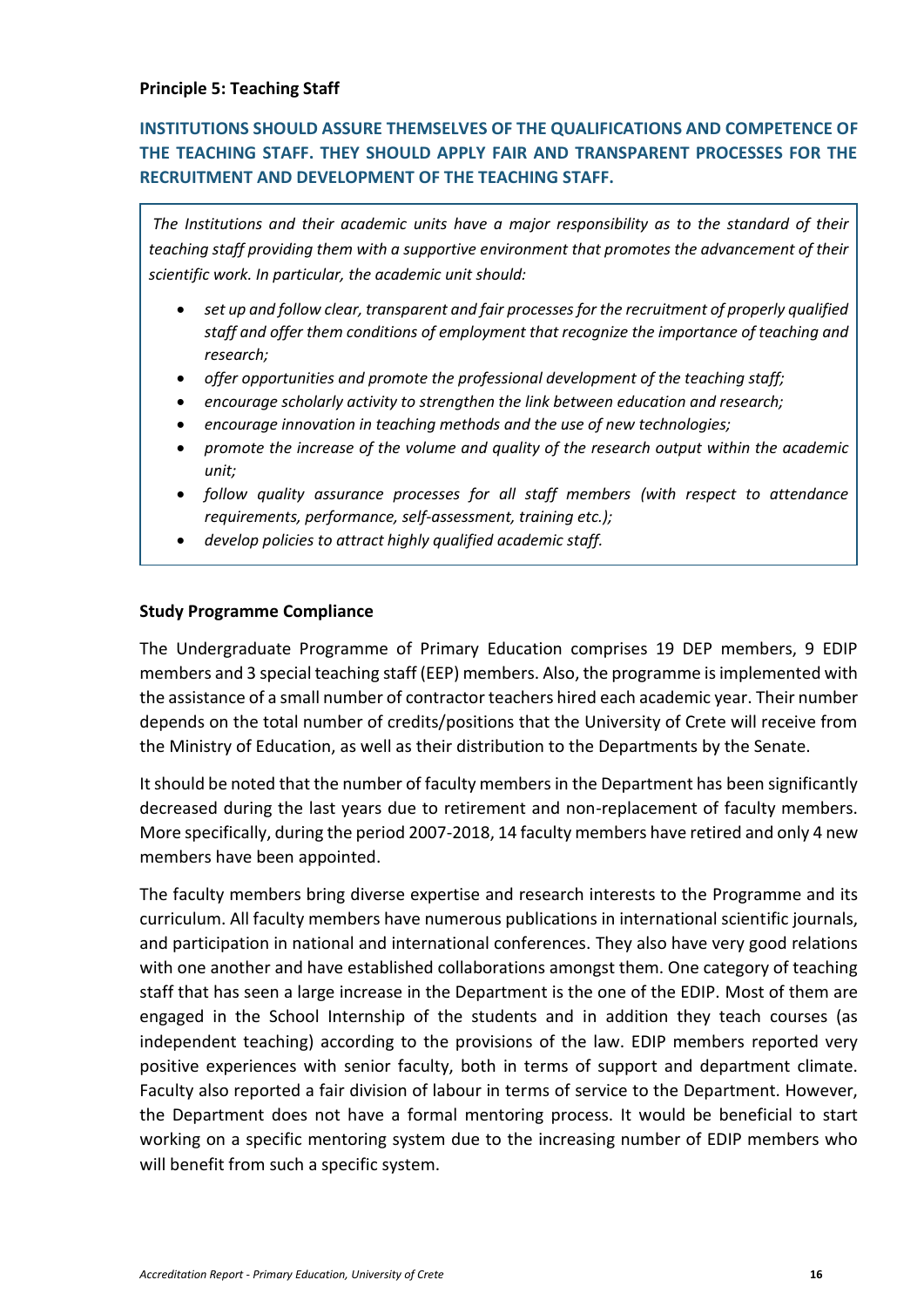**Principle 5: Teaching Staff**

**INSTITUTIONS SHOULD ASSURE THEMSELVES OF THE QUALIFICATIONS AND COMPETENCE OF THE TEACHING STAFF. THEY SHOULD APPLY FAIR AND TRANSPARENT PROCESSES FOR THE RECRUITMENT AND DEVELOPMENT OF THE TEACHING STAFF.**

*The Institutions and their academic units have a major responsibility as to the standard of their teaching staff providing them with a supportive environment that promotes the advancement of their scientific work. In particular, the academic unit should:*

- *set up and follow clear, transparent and fair processes for the recruitment of properly qualified staff and offer them conditions of employment that recognize the importance of teaching and research;*
- *offer opportunities and promote the professional development of the teaching staff;*
- *encourage scholarly activity to strengthen the link between education and research;*
- *encourage innovation in teaching methods and the use of new technologies;*
- *promote the increase of the volume and quality of the research output within the academic unit;*
- *follow quality assurance processes for all staff members (with respect to attendance requirements, performance, self-assessment, training etc.);*
- *develop policies to attract highly qualified academic staff.*

**Study Programme Compliance**

The Undergraduate Programme of Primary Education comprises 19 DEP members, 9 EDIP members and 3 special teaching staff (EEP) members. Also, the programme is implemented with the assistance of a small number of contractor teachers hired each academic year. Their number depends on the total number of credits/positions that the University of Crete will receive from the Ministry of Education, as well as their distribution to the Departments by the Senate.

It should be noted that the number of faculty members in the Department has been significantly decreased during the last years due to retirement and non-replacement of faculty members. More specifically, during the period 2007-2018, 14 faculty members have retired and only 4 new members have been appointed.

The faculty members bring diverse expertise and research interests to the Programme and its curriculum. All faculty members have numerous publications in international scientific journals, and participation in national and international conferences. They also have very good relations with one another and have established collaborations amongst them. One category of teaching staff that has seen a large increase in the Department is the one of the EDIP. Most of them are engaged in the School Internship of the students and in addition they teach courses (as independent teaching) according to the provisions of the law. EDIP members reported very positive experiences with senior faculty, both in terms of support and department climate. Faculty also reported a fair division of labour in terms of service to the Department. However, the Department does not have a formal mentoring process. It would be beneficial to start working on a specific mentoring system due to the increasing number of EDIP members who will benefit from such a specific system.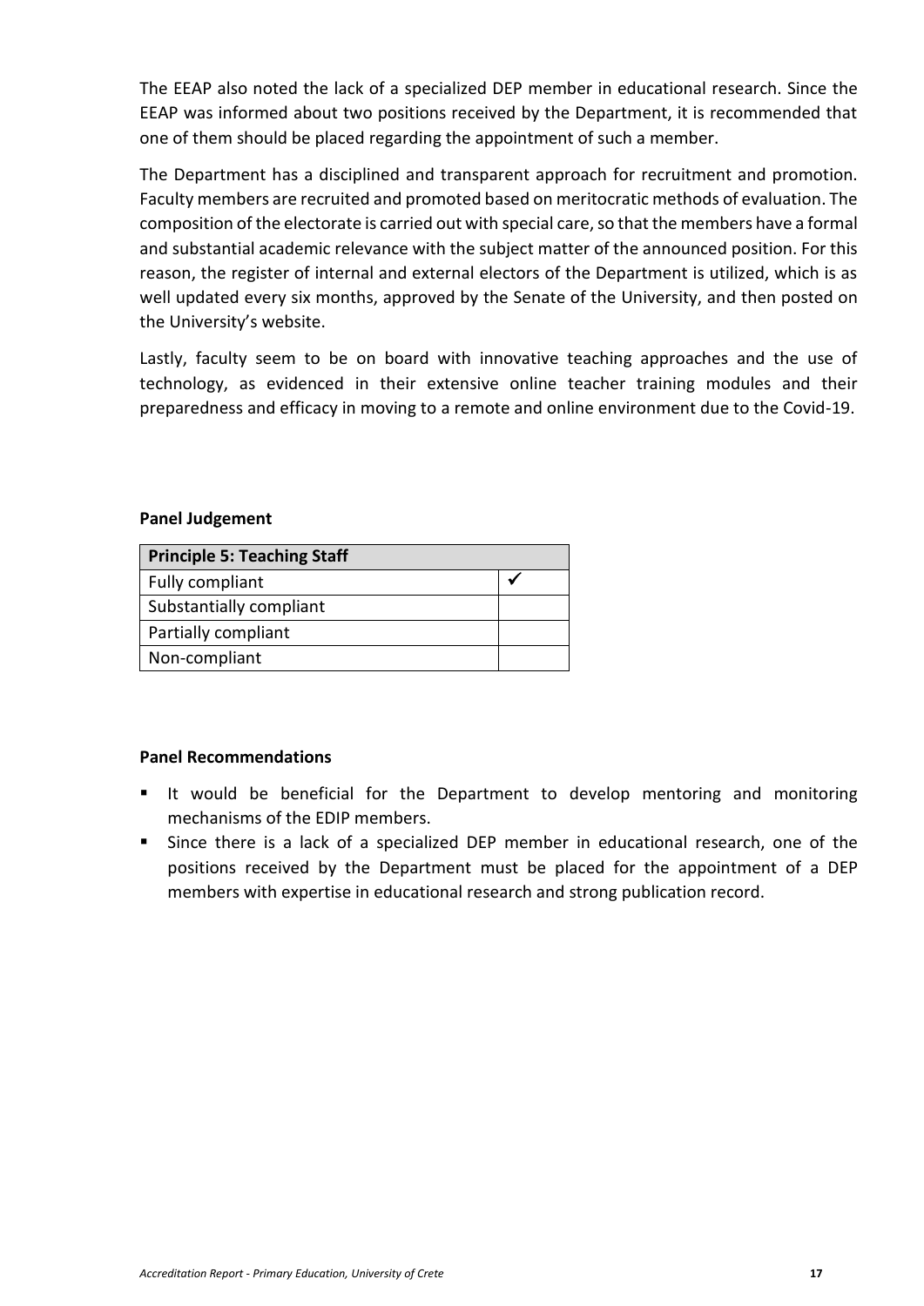The EEAP also noted the lack of a specialized DEP member in educational research. Since the EEAP was informed about two positions received by the Department, it is recommended that one of them should be placed regarding the appointment of such a member.

The Department has a disciplined and transparent approach for recruitment and promotion. Faculty members are recruited and promoted based on meritocratic methods of evaluation. The composition of the electorate is carried out with special care, so that the members have a formal and substantial academic relevance with the subject matter of the announced position. For this reason, the register of internal and external electors of the Department is utilized, which is as well updated every six months, approved by the Senate of the University, and then posted on the University's website.

Lastly, faculty seem to be on board with innovative teaching approaches and the use of technology, as evidenced in their extensive online teacher training modules and their preparedness and efficacy in moving to a remote and online environment due to the Covid-19.

**Panel Judgement**

| **Principle 5: Teaching Staff** | |
|---|---|
| Fully compliant | ✓ |
| Substantially compliant | |
| Partially compliant | |
| Non-compliant | |

**Panel Recommendations**

- It would be beneficial for the Department to develop mentoring and monitoring mechanisms of the EDIP members.
- Since there is a lack of a specialized DEP member in educational research, one of the positions received by the Department must be placed for the appointment of a DEP members with expertise in educational research and strong publication record.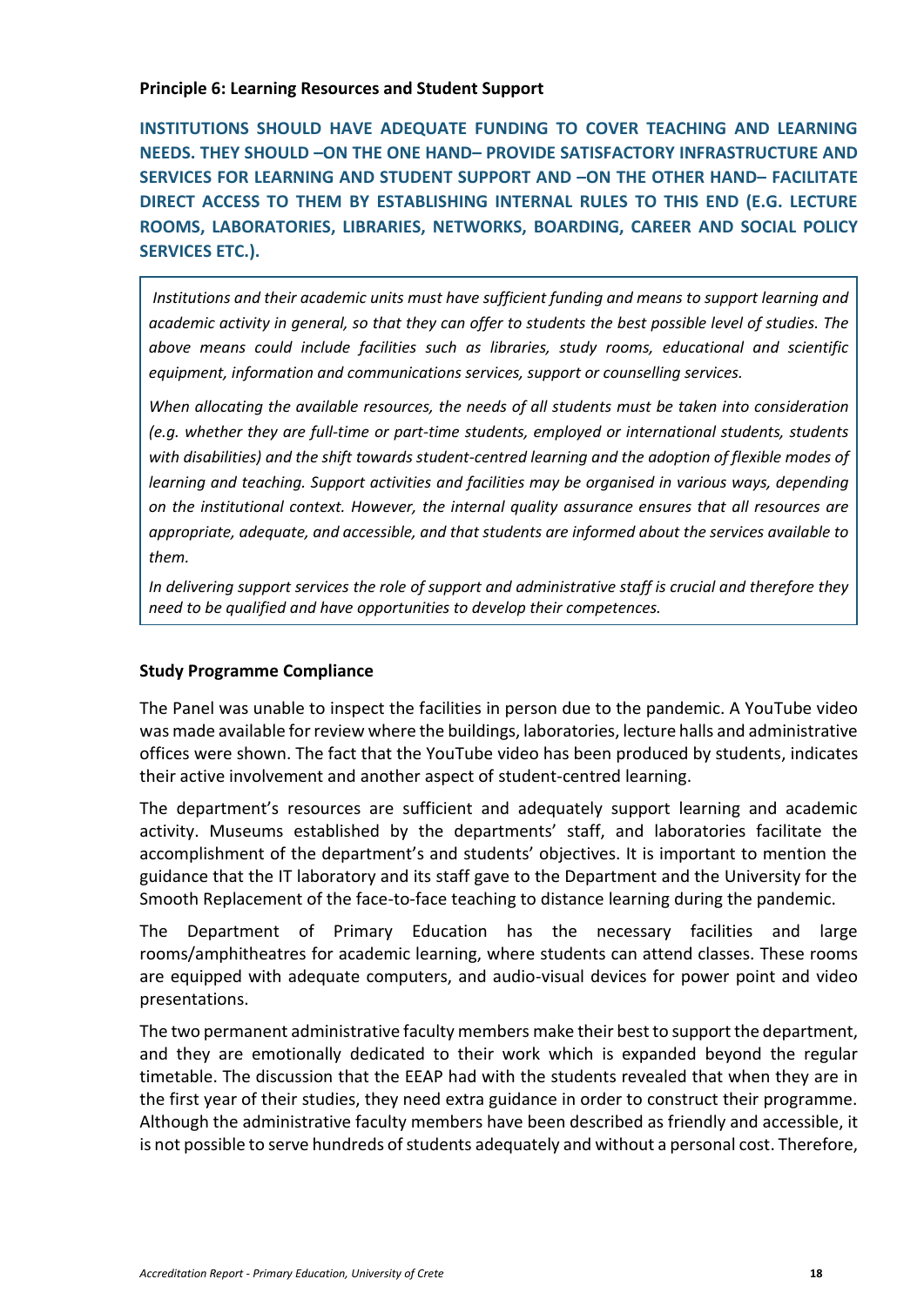**Principle 6: Learning Resources and Student Support**

**INSTITUTIONS SHOULD HAVE ADEQUATE FUNDING TO COVER TEACHING AND LEARNING NEEDS. THEY SHOULD –ON THE ONE HAND– PROVIDE SATISFACTORY INFRASTRUCTURE AND SERVICES FOR LEARNING AND STUDENT SUPPORT AND –ON THE OTHER HAND– FACILITATE DIRECT ACCESS TO THEM BY ESTABLISHING INTERNAL RULES TO THIS END (E.G. LECTURE ROOMS, LABORATORIES, LIBRARIES, NETWORKS, BOARDING, CAREER AND SOCIAL POLICY SERVICES ETC.).**

*Institutions and their academic units must have sufficient funding and means to support learning and academic activity in general, so that they can offer to students the best possible level of studies. The above means could include facilities such as libraries, study rooms, educational and scientific equipment, information and communications services, support or counselling services.*

*When allocating the available resources, the needs of all students must be taken into consideration (e.g. whether they are full-time or part-time students, employed or international students, students with disabilities) and the shift towards student-centred learning and the adoption of flexible modes of learning and teaching. Support activities and facilities may be organised in various ways, depending on the institutional context. However, the internal quality assurance ensures that all resources are appropriate, adequate, and accessible, and that students are informed about the services available to them.*

*In delivering support services the role of support and administrative staff is crucial and therefore they need to be qualified and have opportunities to develop their competences.*

**Study Programme Compliance**

The Panel was unable to inspect the facilities in person due to the pandemic. A YouTube video was made available for review where the buildings, laboratories, lecture halls and administrative offices were shown. The fact that the YouTube video has been produced by students, indicates their active involvement and another aspect of student-centred learning.

The department's resources are sufficient and adequately support learning and academic activity. Museums established by the departments' staff, and laboratories facilitate the accomplishment of the department's and students' objectives. It is important to mention the guidance that the IT laboratory and its staff gave to the Department and the University for the Smooth Replacement of the face-to-face teaching to distance learning during the pandemic.

The Department of Primary Education has the necessary facilities and large rooms/amphitheatres for academic learning, where students can attend classes. These rooms are equipped with adequate computers, and audio-visual devices for power point and video presentations.

The two permanent administrative faculty members make their best to support the department, and they are emotionally dedicated to their work which is expanded beyond the regular timetable. The discussion that the EEAP had with the students revealed that when they are in the first year of their studies, they need extra guidance in order to construct their programme. Although the administrative faculty members have been described as friendly and accessible, it is not possible to serve hundreds of students adequately and without a personal cost. Therefore,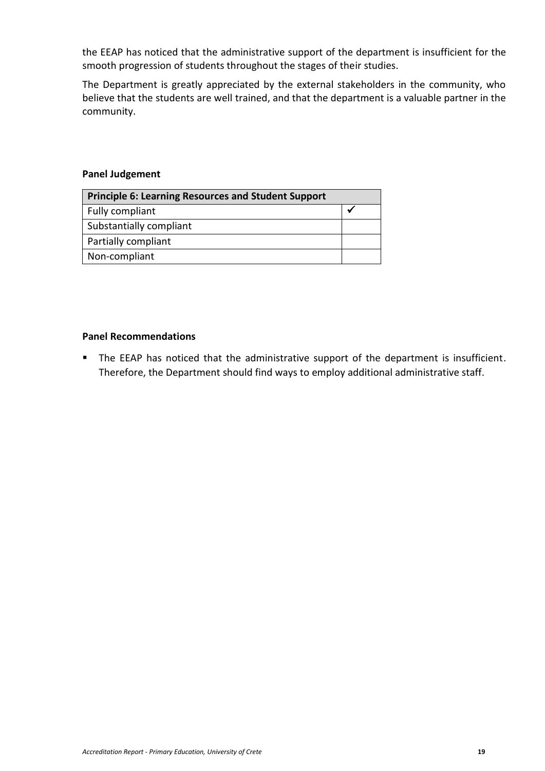the EEAP has noticed that the administrative support of the department is insufficient for the smooth progression of students throughout the stages of their studies.

The Department is greatly appreciated by the external stakeholders in the community, who believe that the students are well trained, and that the department is a valuable partner in the community.

**Panel Judgement**

| Principle 6: Learning Resources and Student Support | |
|---|---|
| Fully compliant | ✓ |
| Substantially compliant | |
| Partially compliant | |
| Non-compliant | |

**Panel Recommendations**

- The EEAP has noticed that the administrative support of the department is insufficient. Therefore, the Department should find ways to employ additional administrative staff.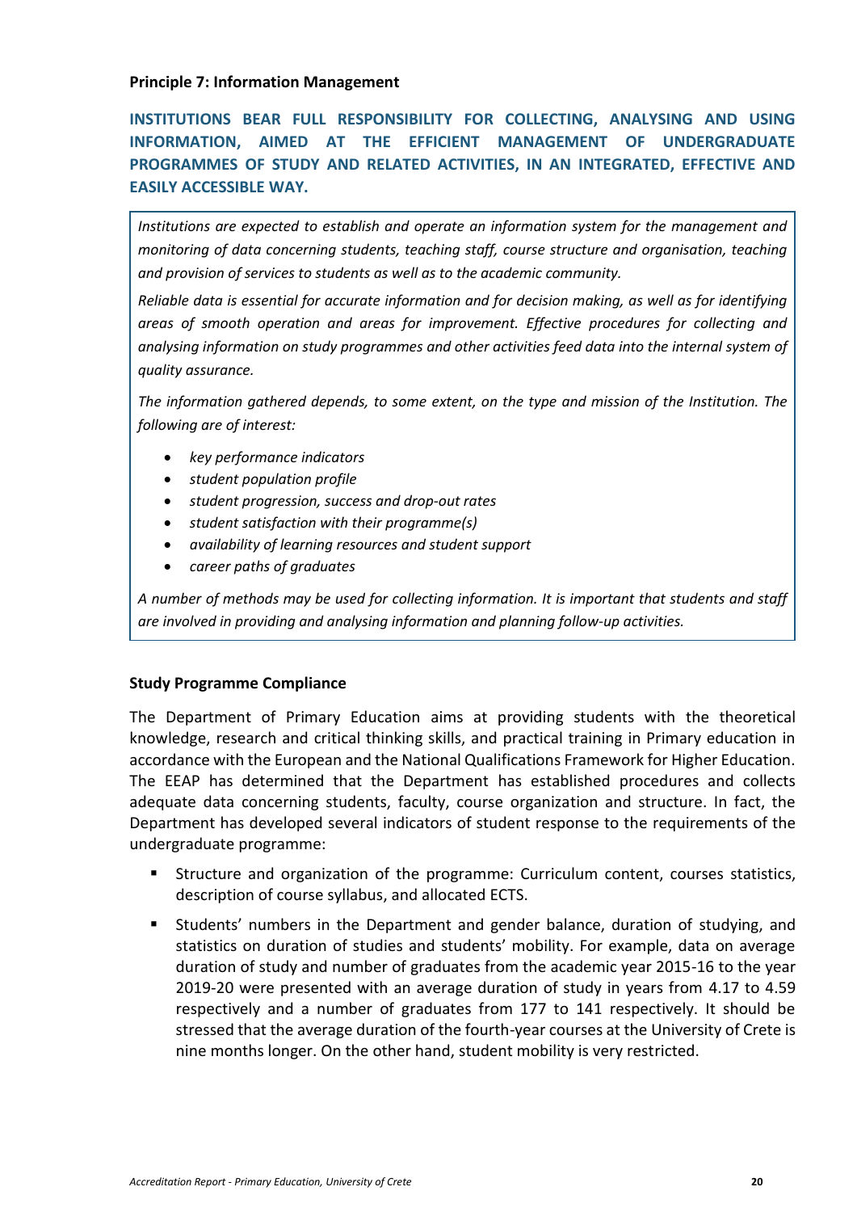**Principle 7: Information Management**

**INSTITUTIONS BEAR FULL RESPONSIBILITY FOR COLLECTING, ANALYSING AND USING INFORMATION, AIMED AT THE EFFICIENT MANAGEMENT OF UNDERGRADUATE PROGRAMMES OF STUDY AND RELATED ACTIVITIES, IN AN INTEGRATED, EFFECTIVE AND EASILY ACCESSIBLE WAY.**

*Institutions are expected to establish and operate an information system for the management and monitoring of data concerning students, teaching staff, course structure and organisation, teaching and provision of services to students as well as to the academic community.*

*Reliable data is essential for accurate information and for decision making, as well as for identifying areas of smooth operation and areas for improvement. Effective procedures for collecting and analysing information on study programmes and other activities feed data into the internal system of quality assurance.*

*The information gathered depends, to some extent, on the type and mission of the Institution. The following are of interest:*

- *key performance indicators*
- *student population profile*
- *student progression, success and drop-out rates*
- *student satisfaction with their programme(s)*
- *availability of learning resources and student support*
- *career paths of graduates*

*A number of methods may be used for collecting information. It is important that students and staff are involved in providing and analysing information and planning follow-up activities.*

**Study Programme Compliance**

The Department of Primary Education aims at providing students with the theoretical knowledge, research and critical thinking skills, and practical training in Primary education in accordance with the European and the National Qualifications Framework for Higher Education. The EEAP has determined that the Department has established procedures and collects adequate data concerning students, faculty, course organization and structure. In fact, the Department has developed several indicators of student response to the requirements of the undergraduate programme:

- Structure and organization of the programme: Curriculum content, courses statistics, description of course syllabus, and allocated ECTS.
- Students' numbers in the Department and gender balance, duration of studying, and statistics on duration of studies and students' mobility. For example, data on average duration of study and number of graduates from the academic year 2015-16 to the year 2019-20 were presented with an average duration of study in years from 4.17 to 4.59 respectively and a number of graduates from 177 to 141 respectively. It should be stressed that the average duration of the fourth-year courses at the University of Crete is nine months longer. On the other hand, student mobility is very restricted.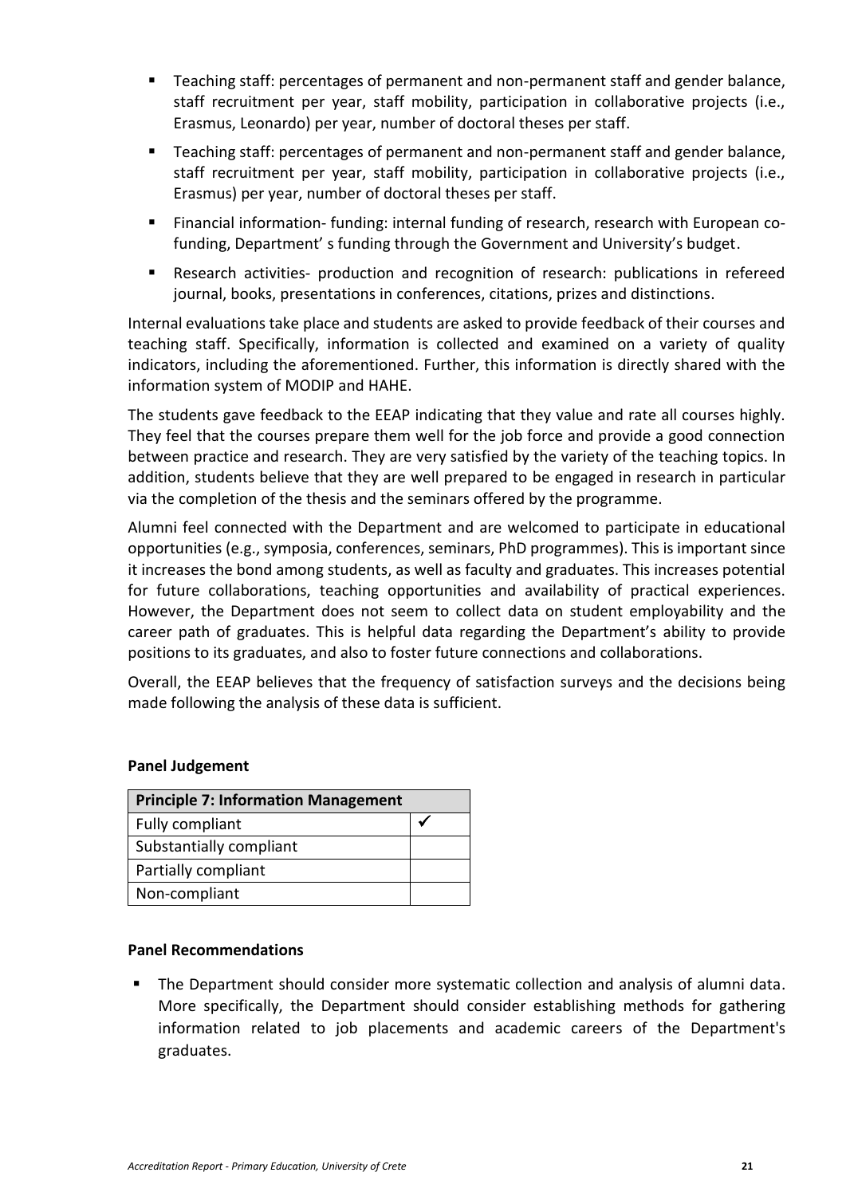- Teaching staff: percentages of permanent and non-permanent staff and gender balance, staff recruitment per year, staff mobility, participation in collaborative projects (i.e., Erasmus, Leonardo) per year, number of doctoral theses per staff.
- Teaching staff: percentages of permanent and non-permanent staff and gender balance, staff recruitment per year, staff mobility, participation in collaborative projects (i.e., Erasmus) per year, number of doctoral theses per staff.
- Financial information- funding: internal funding of research, research with European co-funding, Department' s funding through the Government and University's budget.
- Research activities- production and recognition of research: publications in refereed journal, books, presentations in conferences, citations, prizes and distinctions.

Internal evaluations take place and students are asked to provide feedback of their courses and teaching staff. Specifically, information is collected and examined on a variety of quality indicators, including the aforementioned. Further, this information is directly shared with the information system of MODIP and HAHE.

The students gave feedback to the EEAP indicating that they value and rate all courses highly. They feel that the courses prepare them well for the job force and provide a good connection between practice and research. They are very satisfied by the variety of the teaching topics. In addition, students believe that they are well prepared to be engaged in research in particular via the completion of the thesis and the seminars offered by the programme.

Alumni feel connected with the Department and are welcomed to participate in educational opportunities (e.g., symposia, conferences, seminars, PhD programmes). This is important since it increases the bond among students, as well as faculty and graduates. This increases potential for future collaborations, teaching opportunities and availability of practical experiences. However, the Department does not seem to collect data on student employability and the career path of graduates. This is helpful data regarding the Department's ability to provide positions to its graduates, and also to foster future connections and collaborations.

Overall, the EEAP believes that the frequency of satisfaction surveys and the decisions being made following the analysis of these data is sufficient.

**Panel Judgement**

| **Principle 7: Information Management** | |
|---|---|
| Fully compliant | ✓ |
| Substantially compliant | |
| Partially compliant | |
| Non-compliant | |

**Panel Recommendations**

- The Department should consider more systematic collection and analysis of alumni data. More specifically, the Department should consider establishing methods for gathering information related to job placements and academic careers of the Department's graduates.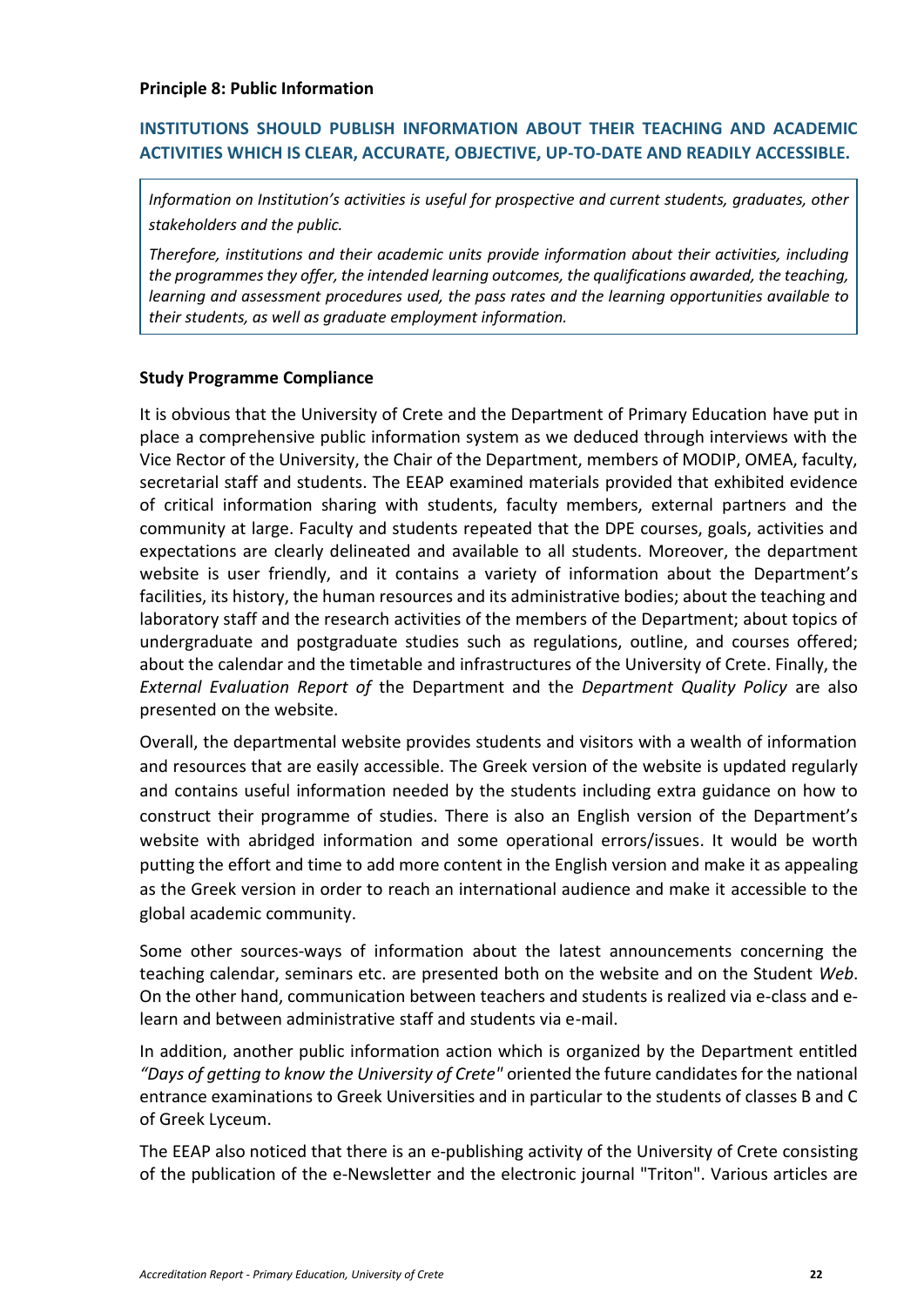**Principle 8: Public Information**

## INSTITUTIONS SHOULD PUBLISH INFORMATION ABOUT THEIR TEACHING AND ACADEMIC ACTIVITIES WHICH IS CLEAR, ACCURATE, OBJECTIVE, UP-TO-DATE AND READILY ACCESSIBLE.

*Information on Institution's activities is useful for prospective and current students, graduates, other stakeholders and the public.*

*Therefore, institutions and their academic units provide information about their activities, including the programmes they offer, the intended learning outcomes, the qualifications awarded, the teaching, learning and assessment procedures used, the pass rates and the learning opportunities available to their students, as well as graduate employment information.*

**Study Programme Compliance**

It is obvious that the University of Crete and the Department of Primary Education have put in place a comprehensive public information system as we deduced through interviews with the Vice Rector of the University, the Chair of the Department, members of MODIP, OMEA, faculty, secretarial staff and students. The EEAP examined materials provided that exhibited evidence of critical information sharing with students, faculty members, external partners and the community at large. Faculty and students repeated that the DPE courses, goals, activities and expectations are clearly delineated and available to all students. Moreover, the department website is user friendly, and it contains a variety of information about the Department's facilities, its history, the human resources and its administrative bodies; about the teaching and laboratory staff and the research activities of the members of the Department; about topics of undergraduate and postgraduate studies such as regulations, outline, and courses offered; about the calendar and the timetable and infrastructures of the University of Crete. Finally, the *External Evaluation Report of* the Department and the *Department Quality Policy* are also presented on the website.

Overall, the departmental website provides students and visitors with a wealth of information and resources that are easily accessible. The Greek version of the website is updated regularly and contains useful information needed by the students including extra guidance on how to construct their programme of studies. There is also an English version of the Department's website with abridged information and some operational errors/issues. It would be worth putting the effort and time to add more content in the English version and make it as appealing as the Greek version in order to reach an international audience and make it accessible to the global academic community.

Some other sources-ways of information about the latest announcements concerning the teaching calendar, seminars etc. are presented both on the website and on the Student *Web*. On the other hand, communication between teachers and students is realized via e-class and e-learn and between administrative staff and students via e-mail.

In addition, another public information action which is organized by the Department entitled *"Days of getting to know the University of Crete"* oriented the future candidates for the national entrance examinations to Greek Universities and in particular to the students of classes B and C of Greek Lyceum.

The EEAP also noticed that there is an e-publishing activity of the University of Crete consisting of the publication of the e-Newsletter and the electronic journal "Triton". Various articles are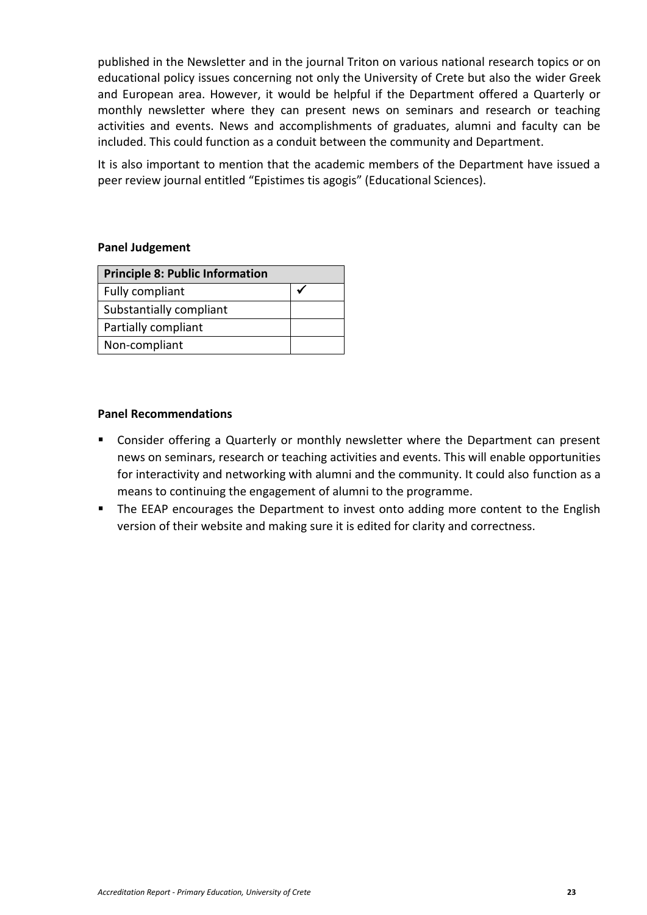published in the Newsletter and in the journal Triton on various national research topics or on educational policy issues concerning not only the University of Crete but also the wider Greek and European area. However, it would be helpful if the Department offered a Quarterly or monthly newsletter where they can present news on seminars and research or teaching activities and events. News and accomplishments of graduates, alumni and faculty can be included. This could function as a conduit between the community and Department.

It is also important to mention that the academic members of the Department have issued a peer review journal entitled "Epistimes tis agogis" (Educational Sciences).

**Panel Judgement**

| Principle 8: Public Information | |
|---|---|
| Fully compliant | ✓ |
| Substantially compliant | |
| Partially compliant | |
| Non-compliant | |

**Panel Recommendations**

- Consider offering a Quarterly or monthly newsletter where the Department can present news on seminars, research or teaching activities and events. This will enable opportunities for interactivity and networking with alumni and the community. It could also function as a means to continuing the engagement of alumni to the programme.
- The EEAP encourages the Department to invest onto adding more content to the English version of their website and making sure it is edited for clarity and correctness.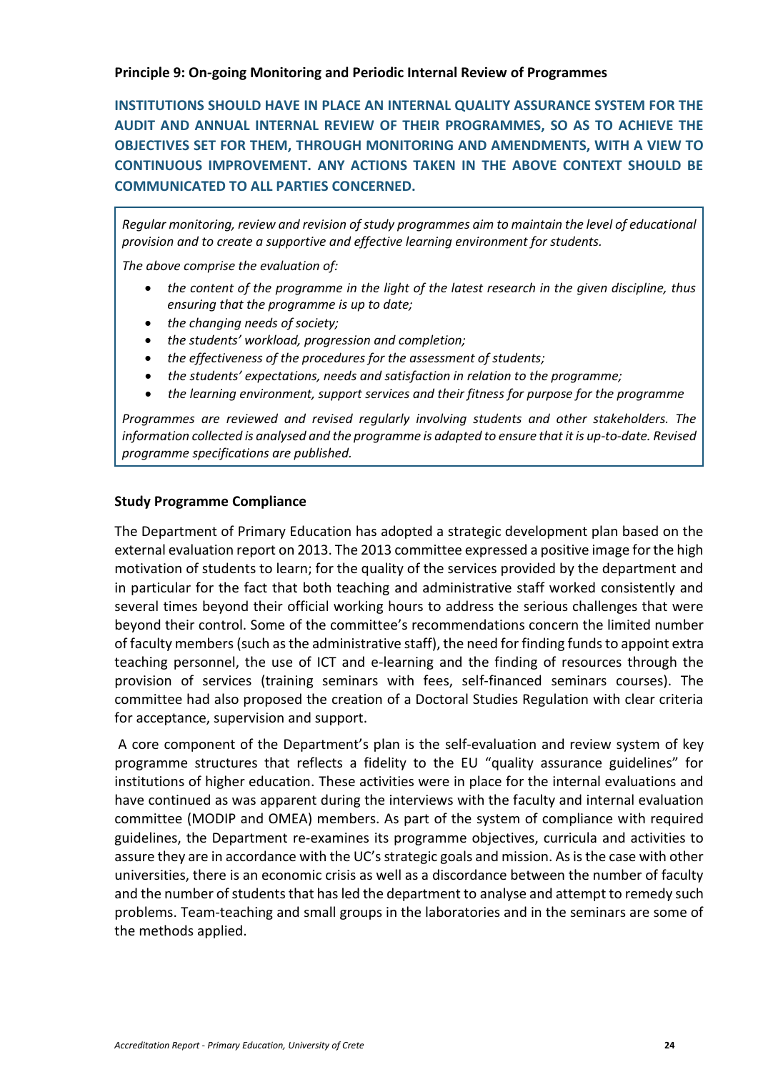**Principle 9: On-going Monitoring and Periodic Internal Review of Programmes**

**INSTITUTIONS SHOULD HAVE IN PLACE AN INTERNAL QUALITY ASSURANCE SYSTEM FOR THE AUDIT AND ANNUAL INTERNAL REVIEW OF THEIR PROGRAMMES, SO AS TO ACHIEVE THE OBJECTIVES SET FOR THEM, THROUGH MONITORING AND AMENDMENTS, WITH A VIEW TO CONTINUOUS IMPROVEMENT. ANY ACTIONS TAKEN IN THE ABOVE CONTEXT SHOULD BE COMMUNICATED TO ALL PARTIES CONCERNED.**

*Regular monitoring, review and revision of study programmes aim to maintain the level of educational provision and to create a supportive and effective learning environment for students.*

*The above comprise the evaluation of:*

- *the content of the programme in the light of the latest research in the given discipline, thus ensuring that the programme is up to date;*
- *the changing needs of society;*
- *the students' workload, progression and completion;*
- *the effectiveness of the procedures for the assessment of students;*
- *the students' expectations, needs and satisfaction in relation to the programme;*
- *the learning environment, support services and their fitness for purpose for the programme*

*Programmes are reviewed and revised regularly involving students and other stakeholders. The information collected is analysed and the programme is adapted to ensure that it is up-to-date. Revised programme specifications are published.*

**Study Programme Compliance**

The Department of Primary Education has adopted a strategic development plan based on the external evaluation report on 2013. The 2013 committee expressed a positive image for the high motivation of students to learn; for the quality of the services provided by the department and in particular for the fact that both teaching and administrative staff worked consistently and several times beyond their official working hours to address the serious challenges that were beyond their control. Some of the committee's recommendations concern the limited number of faculty members (such as the administrative staff), the need for finding funds to appoint extra teaching personnel, the use of ICT and e-learning and the finding of resources through the provision of services (training seminars with fees, self-financed seminars courses). The committee had also proposed the creation of a Doctoral Studies Regulation with clear criteria for acceptance, supervision and support.

A core component of the Department's plan is the self-evaluation and review system of key programme structures that reflects a fidelity to the EU "quality assurance guidelines" for institutions of higher education. These activities were in place for the internal evaluations and have continued as was apparent during the interviews with the faculty and internal evaluation committee (MODIP and OMEA) members. As part of the system of compliance with required guidelines, the Department re-examines its programme objectives, curricula and activities to assure they are in accordance with the UC's strategic goals and mission. As is the case with other universities, there is an economic crisis as well as a discordance between the number of faculty and the number of students that has led the department to analyse and attempt to remedy such problems. Team-teaching and small groups in the laboratories and in the seminars are some of the methods applied.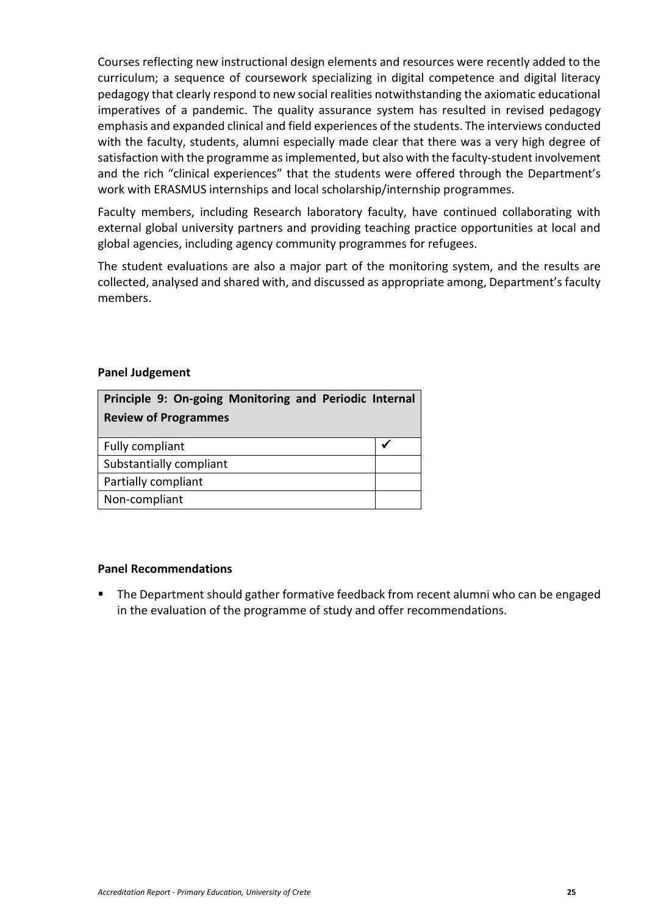Courses reflecting new instructional design elements and resources were recently added to the curriculum; a sequence of coursework specializing in digital competence and digital literacy pedagogy that clearly respond to new social realities notwithstanding the axiomatic educational imperatives of a pandemic. The quality assurance system has resulted in revised pedagogy emphasis and expanded clinical and field experiences of the students. The interviews conducted with the faculty, students, alumni especially made clear that there was a very high degree of satisfaction with the programme as implemented, but also with the faculty-student involvement and the rich "clinical experiences" that the students were offered through the Department's work with ERASMUS internships and local scholarship/internship programmes.

Faculty members, including Research laboratory faculty, have continued collaborating with external global university partners and providing teaching practice opportunities at local and global agencies, including agency community programmes for refugees.

The student evaluations are also a major part of the monitoring system, and the results are collected, analysed and shared with, and discussed as appropriate among, Department's faculty members.

**Panel Judgement**

| **Principle 9: On-going Monitoring and Periodic Internal Review of Programmes** | |
|---|---|
| Fully compliant | ✓ |
| Substantially compliant | |
| Partially compliant | |
| Non-compliant | |

**Panel Recommendations**

- The Department should gather formative feedback from recent alumni who can be engaged in the evaluation of the programme of study and offer recommendations.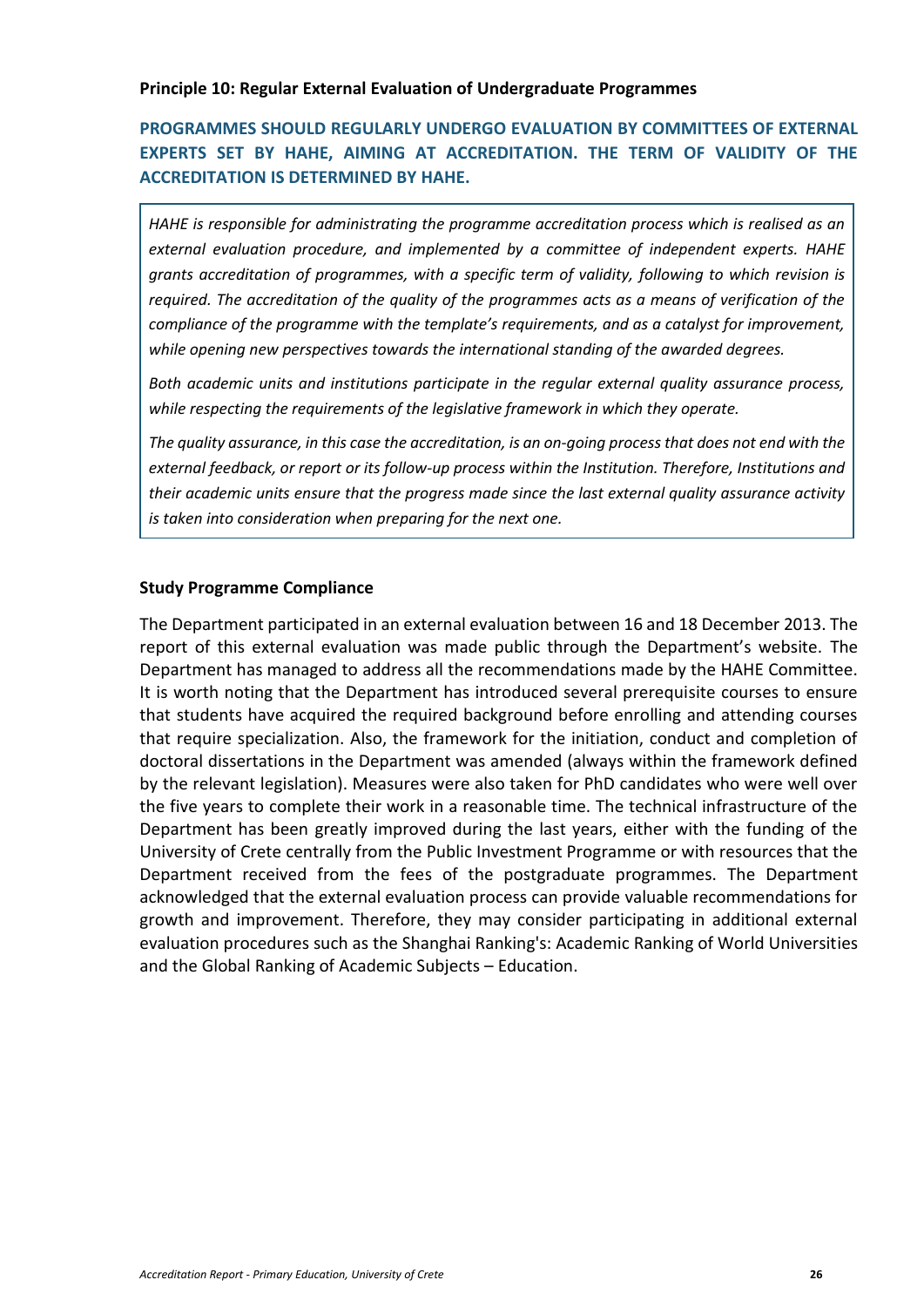**Principle 10: Regular External Evaluation of Undergraduate Programmes**

**PROGRAMMES SHOULD REGULARLY UNDERGO EVALUATION BY COMMITTEES OF EXTERNAL EXPERTS SET BY HAHE, AIMING AT ACCREDITATION. THE TERM OF VALIDITY OF THE ACCREDITATION IS DETERMINED BY HAHE.**

*HAHE is responsible for administrating the programme accreditation process which is realised as an external evaluation procedure, and implemented by a committee of independent experts. HAHE grants accreditation of programmes, with a specific term of validity, following to which revision is required. The accreditation of the quality of the programmes acts as a means of verification of the compliance of the programme with the template's requirements, and as a catalyst for improvement, while opening new perspectives towards the international standing of the awarded degrees.*

*Both academic units and institutions participate in the regular external quality assurance process, while respecting the requirements of the legislative framework in which they operate.*

*The quality assurance, in this case the accreditation, is an on-going process that does not end with the external feedback, or report or its follow-up process within the Institution. Therefore, Institutions and their academic units ensure that the progress made since the last external quality assurance activity is taken into consideration when preparing for the next one.*

**Study Programme Compliance**

The Department participated in an external evaluation between 16 and 18 December 2013. The report of this external evaluation was made public through the Department's website. The Department has managed to address all the recommendations made by the HAHE Committee. It is worth noting that the Department has introduced several prerequisite courses to ensure that students have acquired the required background before enrolling and attending courses that require specialization. Also, the framework for the initiation, conduct and completion of doctoral dissertations in the Department was amended (always within the framework defined by the relevant legislation). Measures were also taken for PhD candidates who were well over the five years to complete their work in a reasonable time. The technical infrastructure of the Department has been greatly improved during the last years, either with the funding of the University of Crete centrally from the Public Investment Programme or with resources that the Department received from the fees of the postgraduate programmes. The Department acknowledged that the external evaluation process can provide valuable recommendations for growth and improvement. Therefore, they may consider participating in additional external evaluation procedures such as the Shanghai Ranking's: Academic Ranking of World Universities and the Global Ranking of Academic Subjects – Education.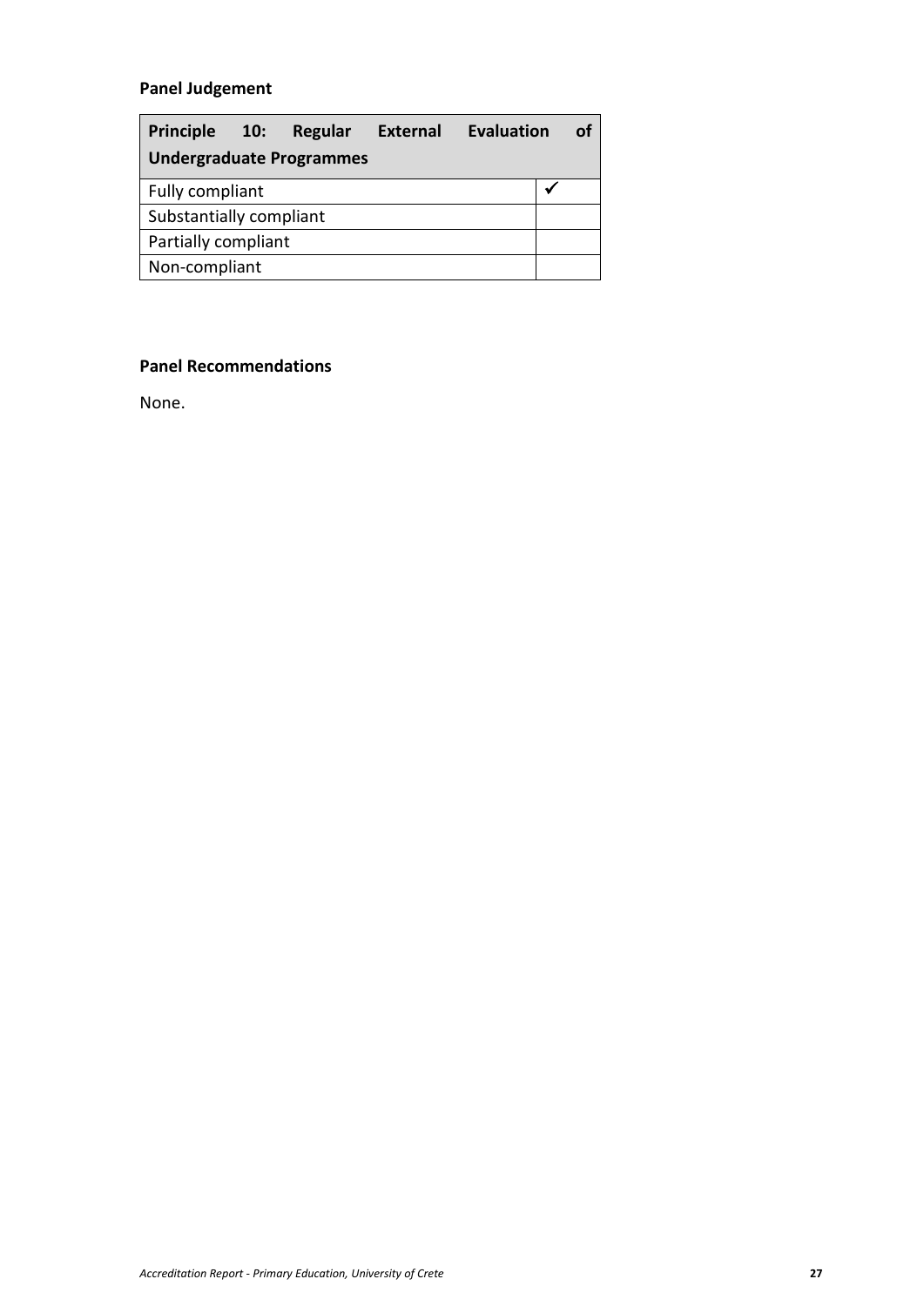**Panel Judgement**

| Principle 10: Regular External Evaluation of Undergraduate Programmes | |
|---|---|
| Fully compliant | ✓ |
| Substantially compliant | |
| Partially compliant | |
| Non-compliant | |

**Panel Recommendations**

None.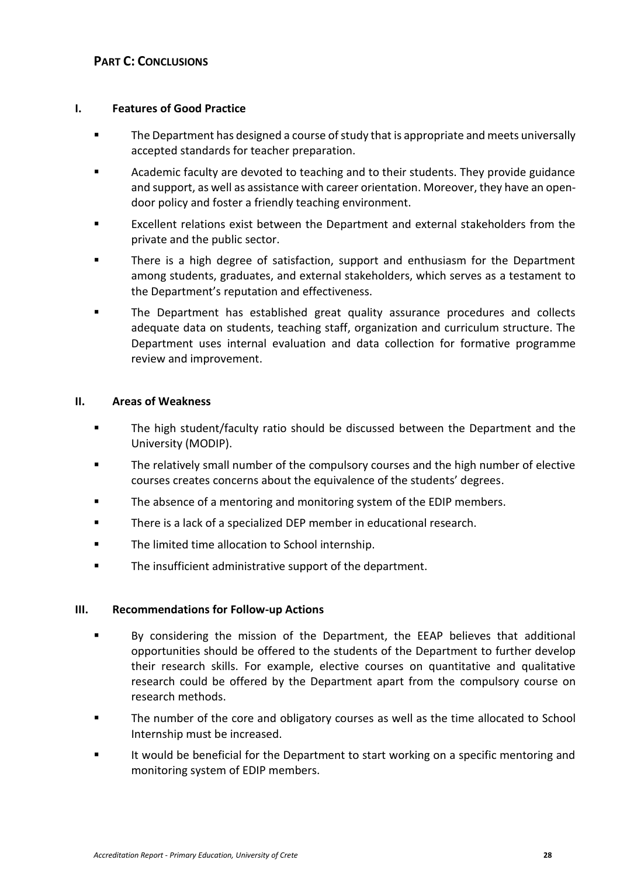## PART C: CONCLUSIONS

### I. Features of Good Practice

- The Department has designed a course of study that is appropriate and meets universally accepted standards for teacher preparation.
- Academic faculty are devoted to teaching and to their students. They provide guidance and support, as well as assistance with career orientation. Moreover, they have an open-door policy and foster a friendly teaching environment.
- Excellent relations exist between the Department and external stakeholders from the private and the public sector.
- There is a high degree of satisfaction, support and enthusiasm for the Department among students, graduates, and external stakeholders, which serves as a testament to the Department's reputation and effectiveness.
- The Department has established great quality assurance procedures and collects adequate data on students, teaching staff, organization and curriculum structure. The Department uses internal evaluation and data collection for formative programme review and improvement.

### II. Areas of Weakness

- The high student/faculty ratio should be discussed between the Department and the University (MODIP).
- The relatively small number of the compulsory courses and the high number of elective courses creates concerns about the equivalence of the students' degrees.
- The absence of a mentoring and monitoring system of the EDIP members.
- There is a lack of a specialized DEP member in educational research.
- The limited time allocation to School internship.
- The insufficient administrative support of the department.

### III. Recommendations for Follow-up Actions

- By considering the mission of the Department, the EEAP believes that additional opportunities should be offered to the students of the Department to further develop their research skills. For example, elective courses on quantitative and qualitative research could be offered by the Department apart from the compulsory course on research methods.
- The number of the core and obligatory courses as well as the time allocated to School Internship must be increased.
- It would be beneficial for the Department to start working on a specific mentoring and monitoring system of EDIP members.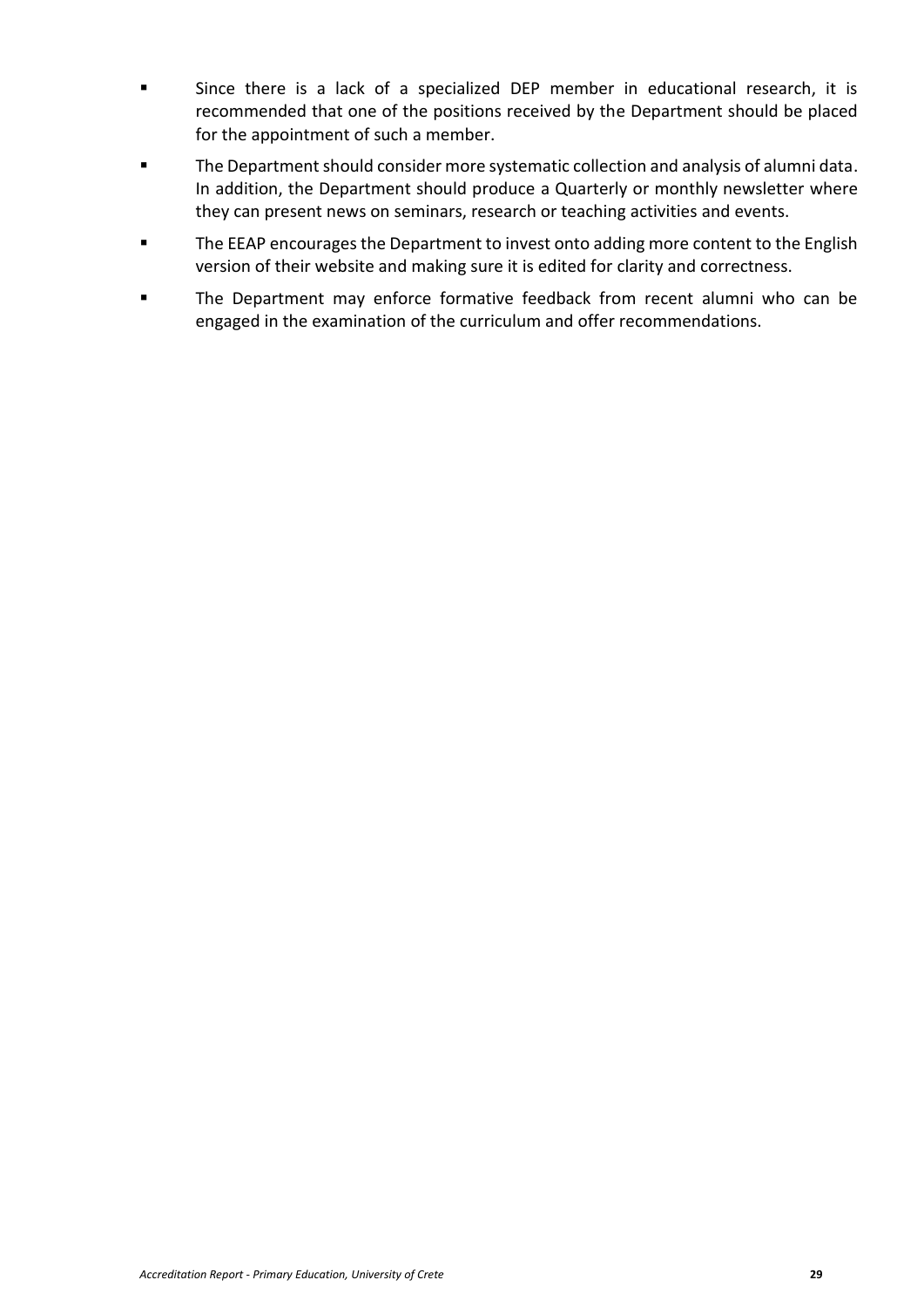- Since there is a lack of a specialized DEP member in educational research, it is recommended that one of the positions received by the Department should be placed for the appointment of such a member.
- The Department should consider more systematic collection and analysis of alumni data. In addition, the Department should produce a Quarterly or monthly newsletter where they can present news on seminars, research or teaching activities and events.
- The EEAP encourages the Department to invest onto adding more content to the English version of their website and making sure it is edited for clarity and correctness.
- The Department may enforce formative feedback from recent alumni who can be engaged in the examination of the curriculum and offer recommendations.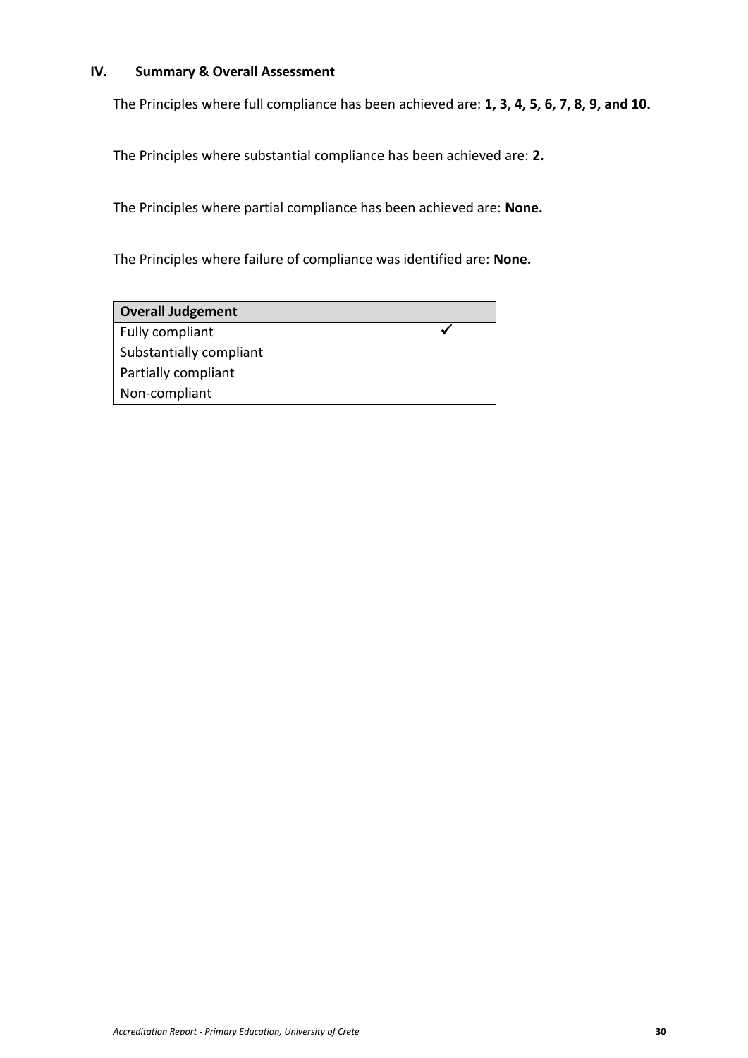## IV. Summary & Overall Assessment

The Principles where full compliance has been achieved are: **1, 3, 4, 5, 6, 7, 8, 9, and 10.**

The Principles where substantial compliance has been achieved are: **2.**

The Principles where partial compliance has been achieved are: **None.**

The Principles where failure of compliance was identified are: **None.**

| **Overall Judgement** | |
|---|---|
| Fully compliant | ✓ |
| Substantially compliant | |
| Partially compliant | |
| Non-compliant | |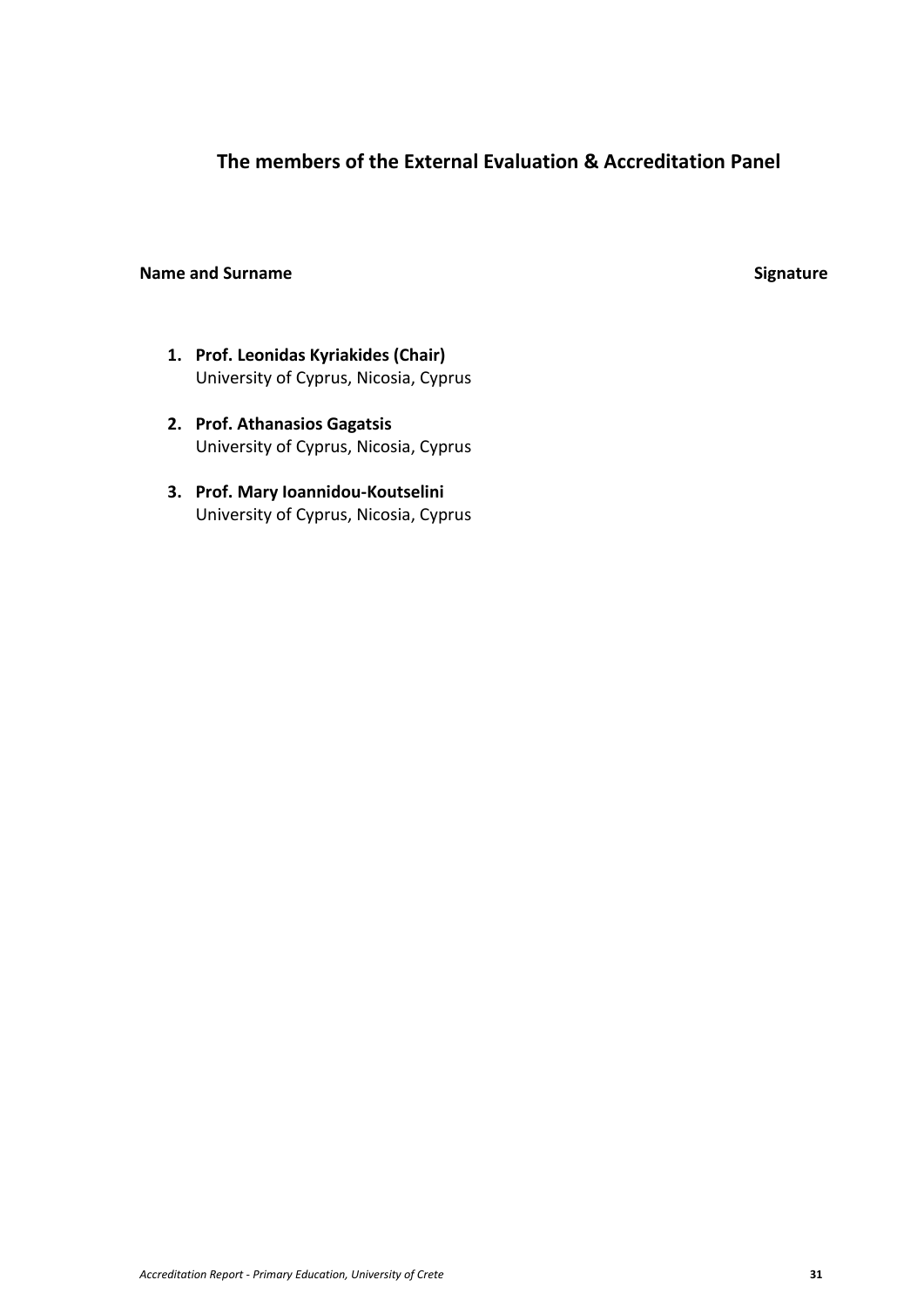## The members of the External Evaluation & Accreditation Panel

**Name and Surname** **Signature**

1. **Prof. Leonidas Kyriakides (Chair)**
   University of Cyprus, Nicosia, Cyprus

2. **Prof. Athanasios Gagatsis**
   University of Cyprus, Nicosia, Cyprus

3. **Prof. Mary Ioannidou-Koutselini**
   University of Cyprus, Nicosia, Cyprus